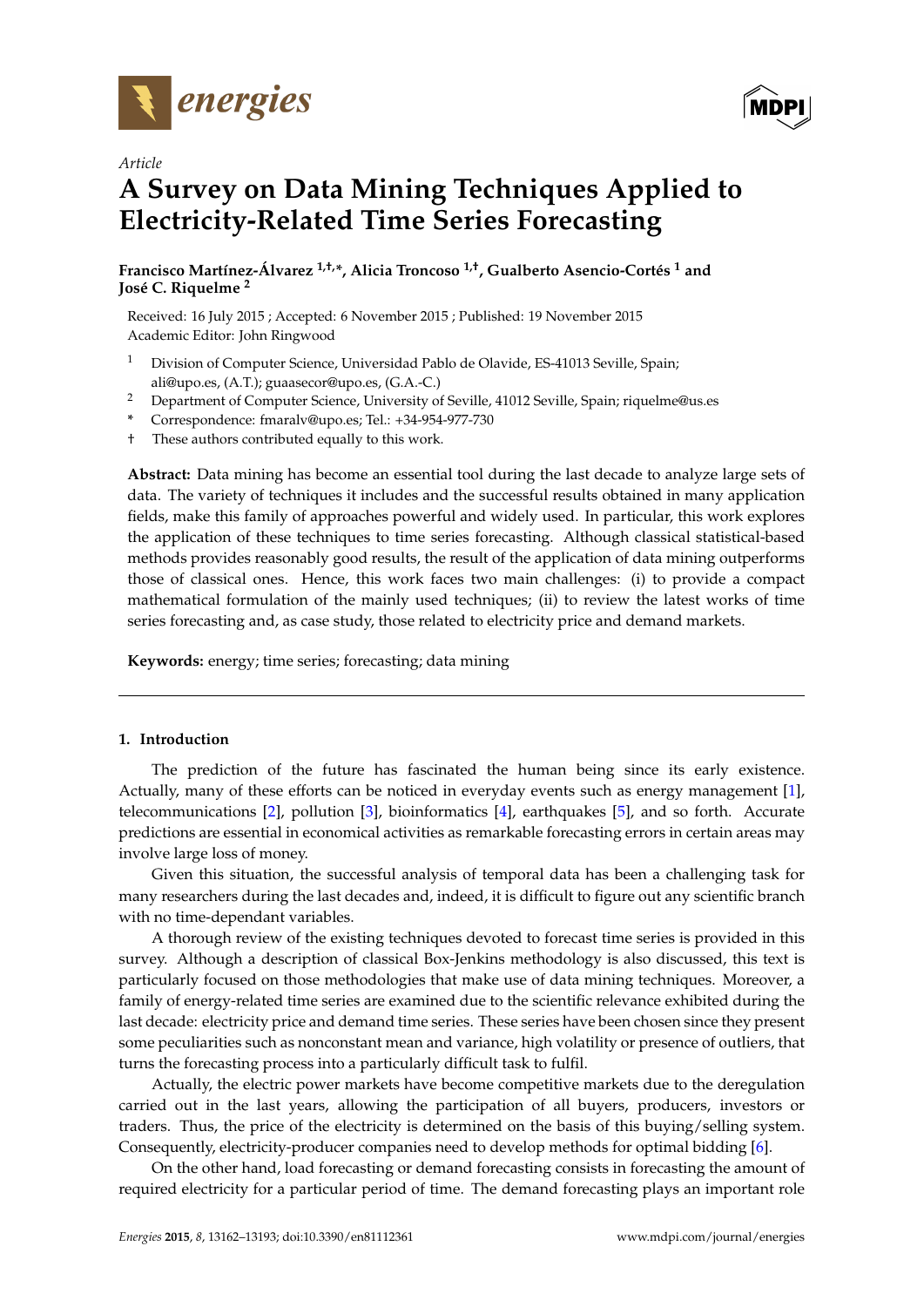*Article*

# A Survey on Data Mining Techniques Applied to Electricity-Related Time Series Forecasting

**Francisco Martínez-Álvarez [1,†,*], Alicia Troncoso [1,†], Gualberto Asencio-Cortés [1] and José C. Riquelme [2]**

Received: 16 July 2015 ; Accepted: 6 November 2015 ; Published: 19 November 2015
Academic Editor: John Ringwood

[1] Division of Computer Science, Universidad Pablo de Olavide, ES-41013 Seville, Spain; ali@upo.es, (A.T.); guaasecor@upo.es, (G.A.-C.)

[2] Department of Computer Science, University of Seville, 41012 Seville, Spain; riquelme@us.es

* Correspondence: fmaralv@upo.es; Tel.: +34-954-977-730

† These authors contributed equally to this work.

**Abstract:** Data mining has become an essential tool during the last decade to analyze large sets of data. The variety of techniques it includes and the successful results obtained in many application fields, make this family of approaches powerful and widely used. In particular, this work explores the application of these techniques to time series forecasting. Although classical statistical-based methods provides reasonably good results, the result of the application of data mining outperforms those of classical ones. Hence, this work faces two main challenges: (i) to provide a compact mathematical formulation of the mainly used techniques; (ii) to review the latest works of time series forecasting and, as case study, those related to electricity price and demand markets.

**Keywords:** energy; time series; forecasting; data mining

## 1. Introduction

The prediction of the future has fascinated the human being since its early existence. Actually, many of these efforts can be noticed in everyday events such as energy management [1], telecommunications [2], pollution [3], bioinformatics [4], earthquakes [5], and so forth. Accurate predictions are essential in economical activities as remarkable forecasting errors in certain areas may involve large loss of money.

Given this situation, the successful analysis of temporal data has been a challenging task for many researchers during the last decades and, indeed, it is difficult to figure out any scientific branch with no time-dependant variables.

A thorough review of the existing techniques devoted to forecast time series is provided in this survey. Although a description of classical Box-Jenkins methodology is also discussed, this text is particularly focused on those methodologies that make use of data mining techniques. Moreover, a family of energy-related time series are examined due to the scientific relevance exhibited during the last decade: electricity price and demand time series. These series have been chosen since they present some peculiarities such as nonconstant mean and variance, high volatility or presence of outliers, that turns the forecasting process into a particularly difficult task to fulfil.

Actually, the electric power markets have become competitive markets due to the deregulation carried out in the last years, allowing the participation of all buyers, producers, investors or traders. Thus, the price of the electricity is determined on the basis of this buying/selling system. Consequently, electricity-producer companies need to develop methods for optimal bidding [6].

On the other hand, load forecasting or demand forecasting consists in forecasting the amount of required electricity for a particular period of time. The demand forecasting plays an important role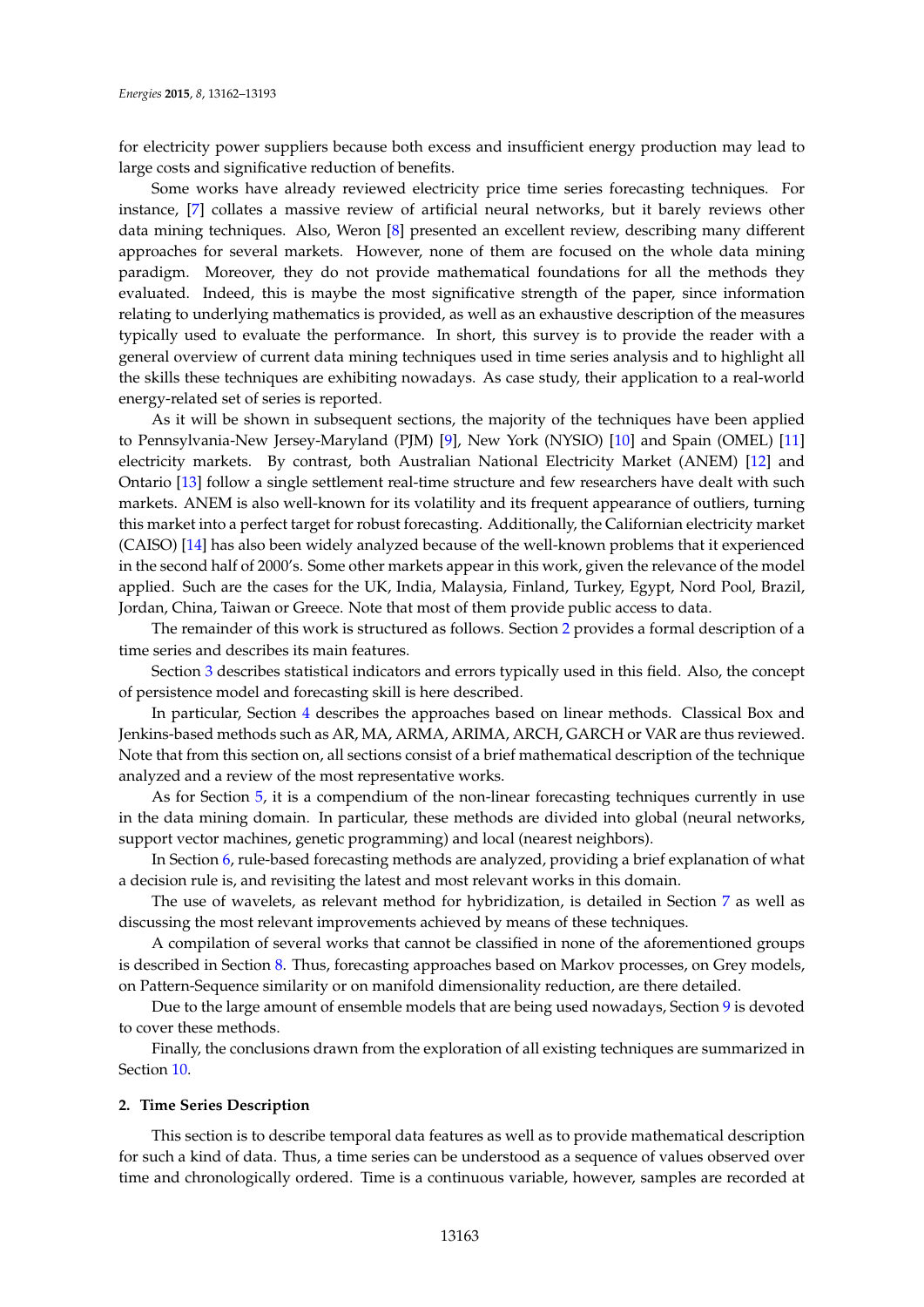for electricity power suppliers because both excess and insufficient energy production may lead to large costs and significative reduction of benefits.

Some works have already reviewed electricity price time series forecasting techniques. For instance, [7] collates a massive review of artificial neural networks, but it barely reviews other data mining techniques. Also, Weron [8] presented an excellent review, describing many different approaches for several markets. However, none of them are focused on the whole data mining paradigm. Moreover, they do not provide mathematical foundations for all the methods they evaluated. Indeed, this is maybe the most significative strength of the paper, since information relating to underlying mathematics is provided, as well as an exhaustive description of the measures typically used to evaluate the performance. In short, this survey is to provide the reader with a general overview of current data mining techniques used in time series analysis and to highlight all the skills these techniques are exhibiting nowadays. As case study, their application to a real-world energy-related set of series is reported.

As it will be shown in subsequent sections, the majority of the techniques have been applied to Pennsylvania-New Jersey-Maryland (PJM) [9], New York (NYSIO) [10] and Spain (OMEL) [11] electricity markets. By contrast, both Australian National Electricity Market (ANEM) [12] and Ontario [13] follow a single settlement real-time structure and few researchers have dealt with such markets. ANEM is also well-known for its volatility and its frequent appearance of outliers, turning this market into a perfect target for robust forecasting. Additionally, the Californian electricity market (CAISO) [14] has also been widely analyzed because of the well-known problems that it experienced in the second half of 2000's. Some other markets appear in this work, given the relevance of the model applied. Such are the cases for the UK, India, Malaysia, Finland, Turkey, Egypt, Nord Pool, Brazil, Jordan, China, Taiwan or Greece. Note that most of them provide public access to data.

The remainder of this work is structured as follows. Section 2 provides a formal description of a time series and describes its main features.

Section 3 describes statistical indicators and errors typically used in this field. Also, the concept of persistence model and forecasting skill is here described.

In particular, Section 4 describes the approaches based on linear methods. Classical Box and Jenkins-based methods such as AR, MA, ARMA, ARIMA, ARCH, GARCH or VAR are thus reviewed. Note that from this section on, all sections consist of a brief mathematical description of the technique analyzed and a review of the most representative works.

As for Section 5, it is a compendium of the non-linear forecasting techniques currently in use in the data mining domain. In particular, these methods are divided into global (neural networks, support vector machines, genetic programming) and local (nearest neighbors).

In Section 6, rule-based forecasting methods are analyzed, providing a brief explanation of what a decision rule is, and revisiting the latest and most relevant works in this domain.

The use of wavelets, as relevant method for hybridization, is detailed in Section 7 as well as discussing the most relevant improvements achieved by means of these techniques.

A compilation of several works that cannot be classified in none of the aforementioned groups is described in Section 8. Thus, forecasting approaches based on Markov processes, on Grey models, on Pattern-Sequence similarity or on manifold dimensionality reduction, are there detailed.

Due to the large amount of ensemble models that are being used nowadays, Section 9 is devoted to cover these methods.

Finally, the conclusions drawn from the exploration of all existing techniques are summarized in Section 10.

## 2. Time Series Description

This section is to describe temporal data features as well as to provide mathematical description for such a kind of data. Thus, a time series can be understood as a sequence of values observed over time and chronologically ordered. Time is a continuous variable, however, samples are recorded at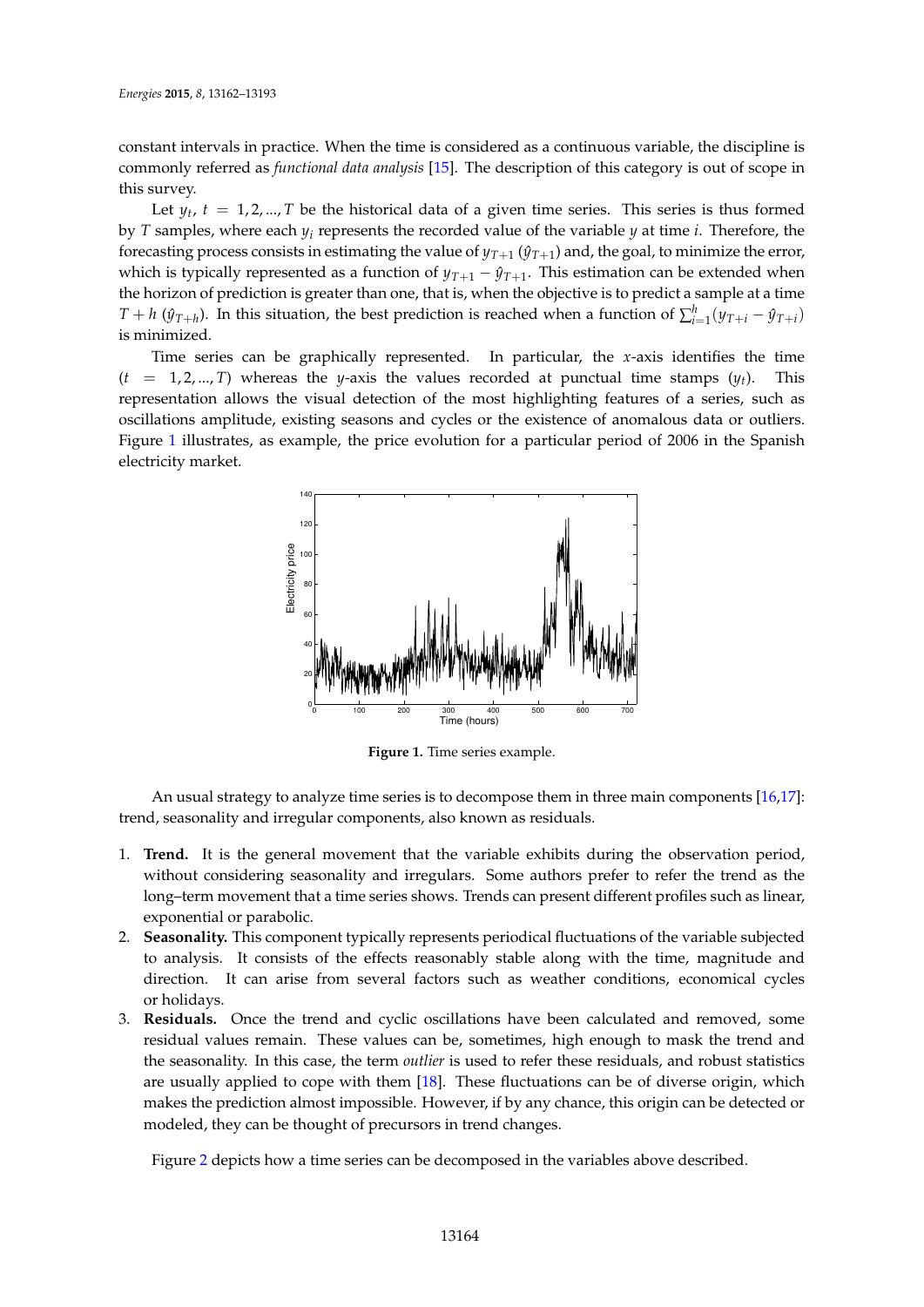constant intervals in practice. When the time is considered as a continuous variable, the discipline is commonly referred as *functional data analysis* [15]. The description of this category is out of scope in this survey.

Let $y_t$, $t = 1, 2, ..., T$ be the historical data of a given time series. This series is thus formed by $T$ samples, where each $y_i$ represents the recorded value of the variable $y$ at time $i$. Therefore, the forecasting process consists in estimating the value of $y_{T+1}$ ($\hat{y}_{T+1}$) and, the goal, to minimize the error, which is typically represented as a function of $y_{T+1} - \hat{y}_{T+1}$. This estimation can be extended when the horizon of prediction is greater than one, that is, when the objective is to predict a sample at a time $T + h$ ($\hat{y}_{T+h}$). In this situation, the best prediction is reached when a function of $\sum_{i=1}^{h}(y_{T+i} - \hat{y}_{T+i})$ is minimized.

Time series can be graphically represented. In particular, the $x$-axis identifies the time ($t = 1, 2, ..., T$) whereas the $y$-axis the values recorded at punctual time stamps ($y_t$). This representation allows the visual detection of the most highlighting features of a series, such as oscillations amplitude, existing seasons and cycles or the existence of anomalous data or outliers. Figure 1 illustrates, as example, the price evolution for a particular period of 2006 in the Spanish electricity market.

**Figure 1.** Time series example.

An usual strategy to analyze time series is to decompose them in three main components [16,17]: trend, seasonality and irregular components, also known as residuals.

1. **Trend.** It is the general movement that the variable exhibits during the observation period, without considering seasonality and irregulars. Some authors prefer to refer the trend as the long–term movement that a time series shows. Trends can present different profiles such as linear, exponential or parabolic.
2. **Seasonality.** This component typically represents periodical fluctuations of the variable subjected to analysis. It consists of the effects reasonably stable along with the time, magnitude and direction. It can arise from several factors such as weather conditions, economical cycles or holidays.
3. **Residuals.** Once the trend and cyclic oscillations have been calculated and removed, some residual values remain. These values can be, sometimes, high enough to mask the trend and the seasonality. In this case, the term *outlier* is used to refer these residuals, and robust statistics are usually applied to cope with them [18]. These fluctuations can be of diverse origin, which makes the prediction almost impossible. However, if by any chance, this origin can be detected or modeled, they can be thought of precursors in trend changes.

Figure 2 depicts how a time series can be decomposed in the variables above described.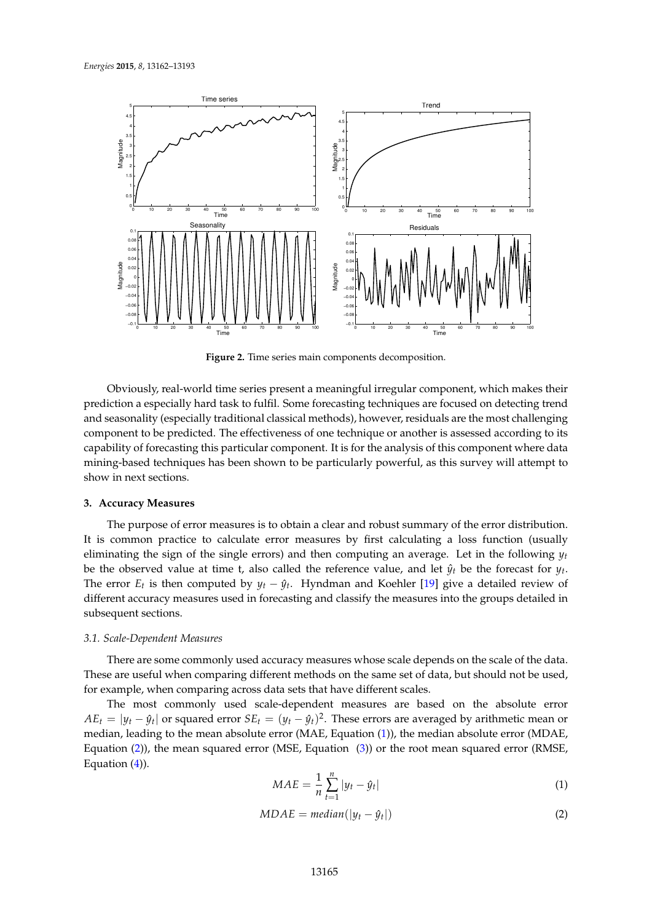**Figure 2.** Time series main components decomposition.

Obviously, real-world time series present a meaningful irregular component, which makes their prediction a especially hard task to fulfil. Some forecasting techniques are focused on detecting trend and seasonality (especially traditional classical methods), however, residuals are the most challenging component to be predicted. The effectiveness of one technique or another is assessed according to its capability of forecasting this particular component. It is for the analysis of this component where data mining-based techniques has been shown to be particularly powerful, as this survey will attempt to show in next sections.

## 3. Accuracy Measures

The purpose of error measures is to obtain a clear and robust summary of the error distribution. It is common practice to calculate error measures by first calculating a loss function (usually eliminating the sign of the single errors) and then computing an average. Let in the following $y_t$ be the observed value at time t, also called the reference value, and let $\hat{y}_t$ be the forecast for $y_t$. The error $E_t$ is then computed by $y_t - \hat{y}_t$. Hyndman and Koehler [19] give a detailed review of different accuracy measures used in forecasting and classify the measures into the groups detailed in subsequent sections.

### 3.1. Scale-Dependent Measures

There are some commonly used accuracy measures whose scale depends on the scale of the data. These are useful when comparing different methods on the same set of data, but should not be used, for example, when comparing across data sets that have different scales.

The most commonly used scale-dependent measures are based on the absolute error $AE_t = |y_t - \hat{y}_t|$ or squared error $SE_t = (y_t - \hat{y}_t)^2$. These errors are averaged by arithmetic mean or median, leading to the mean absolute error (MAE, Equation (1)), the median absolute error (MDAE, Equation (2)), the mean squared error (MSE, Equation (3)) or the root mean squared error (RMSE, Equation (4)).

$$MAE = \frac{1}{n} \sum_{t=1}^{n} |y_t - \hat{y}_t| \tag{1}$$

$$MDAE = median(|y_t - \hat{y}_t|) \tag{2}$$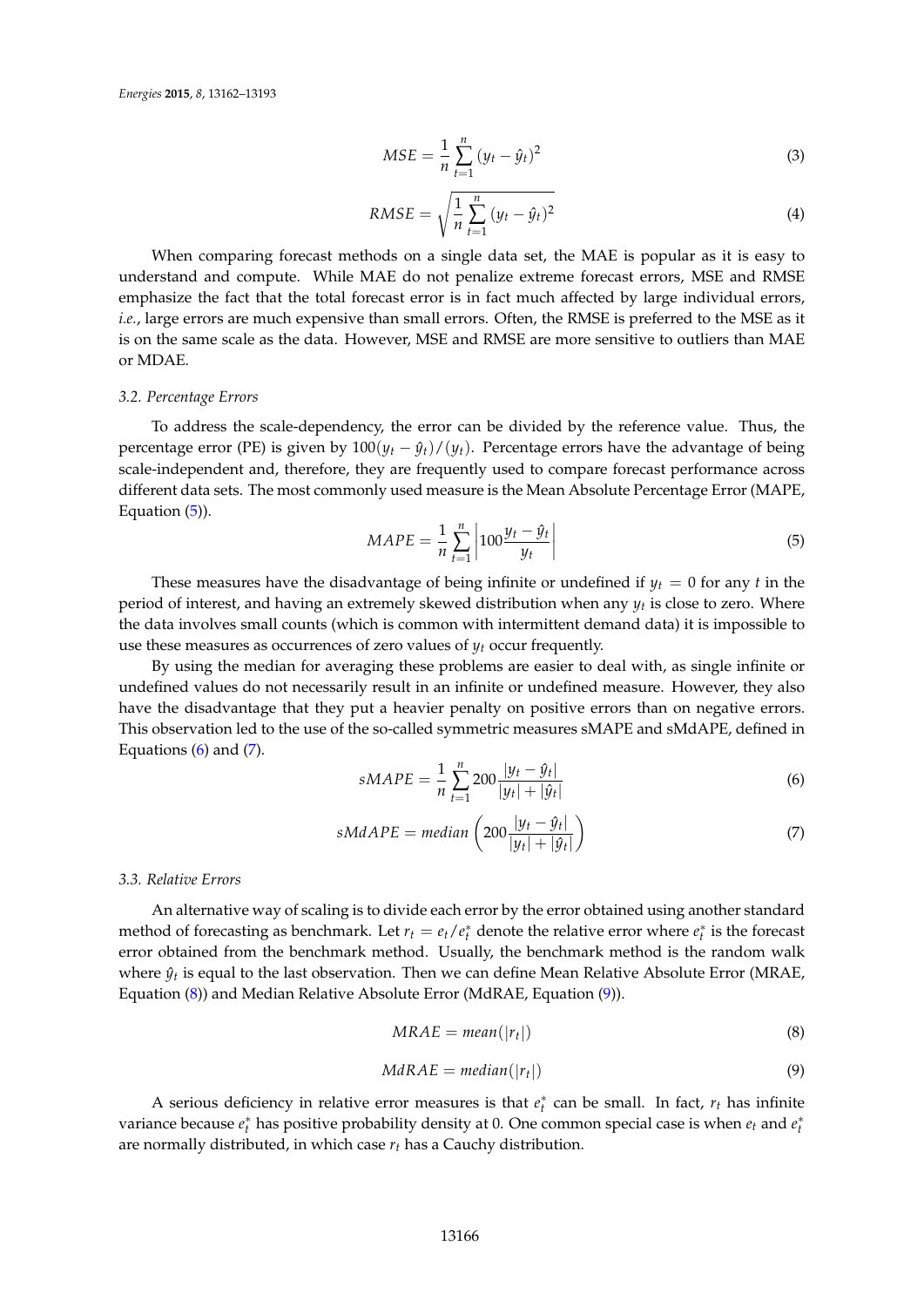$$MSE = \frac{1}{n}\sum_{t=1}^{n}(y_t - \hat{y}_t)^2 \tag{3}$$

$$RMSE = \sqrt{\frac{1}{n}\sum_{t=1}^{n}(y_t - \hat{y}_t)^2} \tag{4}$$

When comparing forecast methods on a single data set, the MAE is popular as it is easy to understand and compute. While MAE do not penalize extreme forecast errors, MSE and RMSE emphasize the fact that the total forecast error is in fact much affected by large individual errors, *i.e.*, large errors are much expensive than small errors. Often, the RMSE is preferred to the MSE as it is on the same scale as the data. However, MSE and RMSE are more sensitive to outliers than MAE or MDAE.

### 3.2. Percentage Errors

To address the scale-dependency, the error can be divided by the reference value. Thus, the percentage error (PE) is given by $100(y_t - \hat{y}_t)/(y_t)$. Percentage errors have the advantage of being scale-independent and, therefore, they are frequently used to compare forecast performance across different data sets. The most commonly used measure is the Mean Absolute Percentage Error (MAPE, Equation (5)).

$$MAPE = \frac{1}{n}\sum_{t=1}^{n}\left|100\frac{y_t - \hat{y}_t}{y_t}\right| \tag{5}$$

These measures have the disadvantage of being infinite or undefined if $y_t = 0$ for any $t$ in the period of interest, and having an extremely skewed distribution when any $y_t$ is close to zero. Where the data involves small counts (which is common with intermittent demand data) it is impossible to use these measures as occurrences of zero values of $y_t$ occur frequently.

By using the median for averaging these problems are easier to deal with, as single infinite or undefined values do not necessarily result in an infinite or undefined measure. However, they also have the disadvantage that they put a heavier penalty on positive errors than on negative errors. This observation led to the use of the so-called symmetric measures sMAPE and sMdAPE, defined in Equations (6) and (7).

$$sMAPE = \frac{1}{n}\sum_{t=1}^{n}200\frac{|y_t - \hat{y}_t|}{|y_t| + |\hat{y}_t|} \tag{6}$$

$$sMdAPE = median\left(200\frac{|y_t - \hat{y}_t|}{|y_t| + |\hat{y}_t|}\right) \tag{7}$$

### 3.3. Relative Errors

An alternative way of scaling is to divide each error by the error obtained using another standard method of forecasting as benchmark. Let $r_t = e_t/e_t^*$ denote the relative error where $e_t^*$ is the forecast error obtained from the benchmark method. Usually, the benchmark method is the random walk where $\hat{y}_t$ is equal to the last observation. Then we can define Mean Relative Absolute Error (MRAE, Equation (8)) and Median Relative Absolute Error (MdRAE, Equation (9)).

$$MRAE = mean(|r_t|) \tag{8}$$

$$MdRAE = median(|r_t|) \tag{9}$$

A serious deficiency in relative error measures is that $e_t^*$ can be small. In fact, $r_t$ has infinite variance because $e_t^*$ has positive probability density at 0. One common special case is when $e_t$ and $e_t^*$ are normally distributed, in which case $r_t$ has a Cauchy distribution.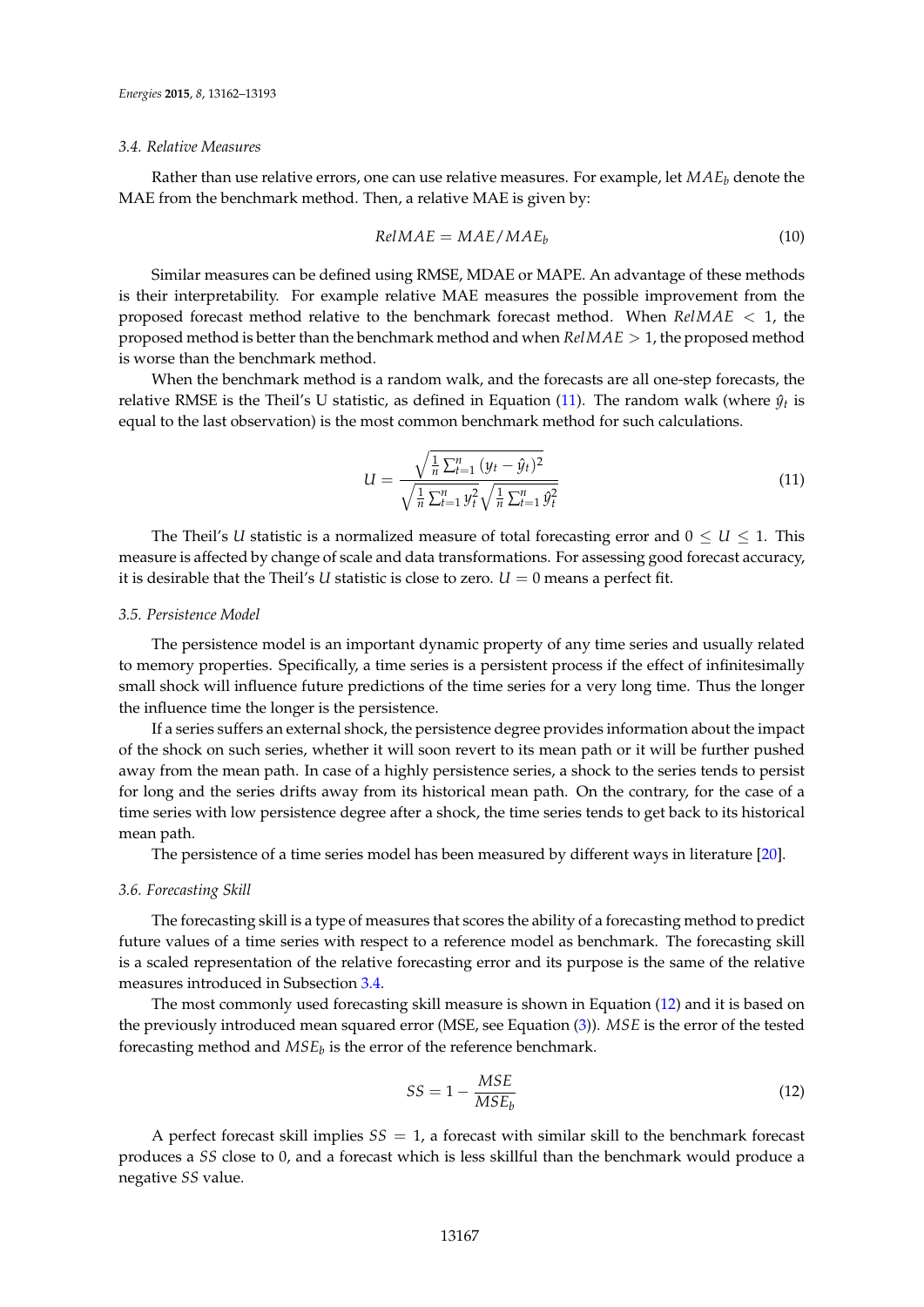### 3.4. Relative Measures

Rather than use relative errors, one can use relative measures. For example, let $MAE_b$ denote the MAE from the benchmark method. Then, a relative MAE is given by:

$$RelMAE = MAE/MAE_b \tag{10}$$

Similar measures can be defined using RMSE, MDAE or MAPE. An advantage of these methods is their interpretability. For example relative MAE measures the possible improvement from the proposed forecast method relative to the benchmark forecast method. When $RelMAE < 1$, the proposed method is better than the benchmark method and when $RelMAE > 1$, the proposed method is worse than the benchmark method.

When the benchmark method is a random walk, and the forecasts are all one-step forecasts, the relative RMSE is the Theil's U statistic, as defined in Equation (11). The random walk (where $\hat{y}_t$ is equal to the last observation) is the most common benchmark method for such calculations.

$$U = \frac{\sqrt{\frac{1}{n}\sum_{t=1}^{n}(y_t - \hat{y}_t)^2}}{\sqrt{\frac{1}{n}\sum_{t=1}^{n}y_t^2}\sqrt{\frac{1}{n}\sum_{t=1}^{n}\hat{y}_t^2}} \tag{11}$$

The Theil's $U$ statistic is a normalized measure of total forecasting error and $0 \leq U \leq 1$. This measure is affected by change of scale and data transformations. For assessing good forecast accuracy, it is desirable that the Theil's $U$ statistic is close to zero. $U = 0$ means a perfect fit.

### 3.5. Persistence Model

The persistence model is an important dynamic property of any time series and usually related to memory properties. Specifically, a time series is a persistent process if the effect of infinitesimally small shock will influence future predictions of the time series for a very long time. Thus the longer the influence time the longer is the persistence.

If a series suffers an external shock, the persistence degree provides information about the impact of the shock on such series, whether it will soon revert to its mean path or it will be further pushed away from the mean path. In case of a highly persistence series, a shock to the series tends to persist for long and the series drifts away from its historical mean path. On the contrary, for the case of a time series with low persistence degree after a shock, the time series tends to get back to its historical mean path.

The persistence of a time series model has been measured by different ways in literature [20].

### 3.6. Forecasting Skill

The forecasting skill is a type of measures that scores the ability of a forecasting method to predict future values of a time series with respect to a reference model as benchmark. The forecasting skill is a scaled representation of the relative forecasting error and its purpose is the same of the relative measures introduced in Subsection 3.4.

The most commonly used forecasting skill measure is shown in Equation (12) and it is based on the previously introduced mean squared error (MSE, see Equation (3)). $MSE$ is the error of the tested forecasting method and $MSE_b$ is the error of the reference benchmark.

$$SS = 1 - \frac{MSE}{MSE_b} \tag{12}$$

A perfect forecast skill implies $SS = 1$, a forecast with similar skill to the benchmark forecast produces a $SS$ close to 0, and a forecast which is less skillful than the benchmark would produce a negative $SS$ value.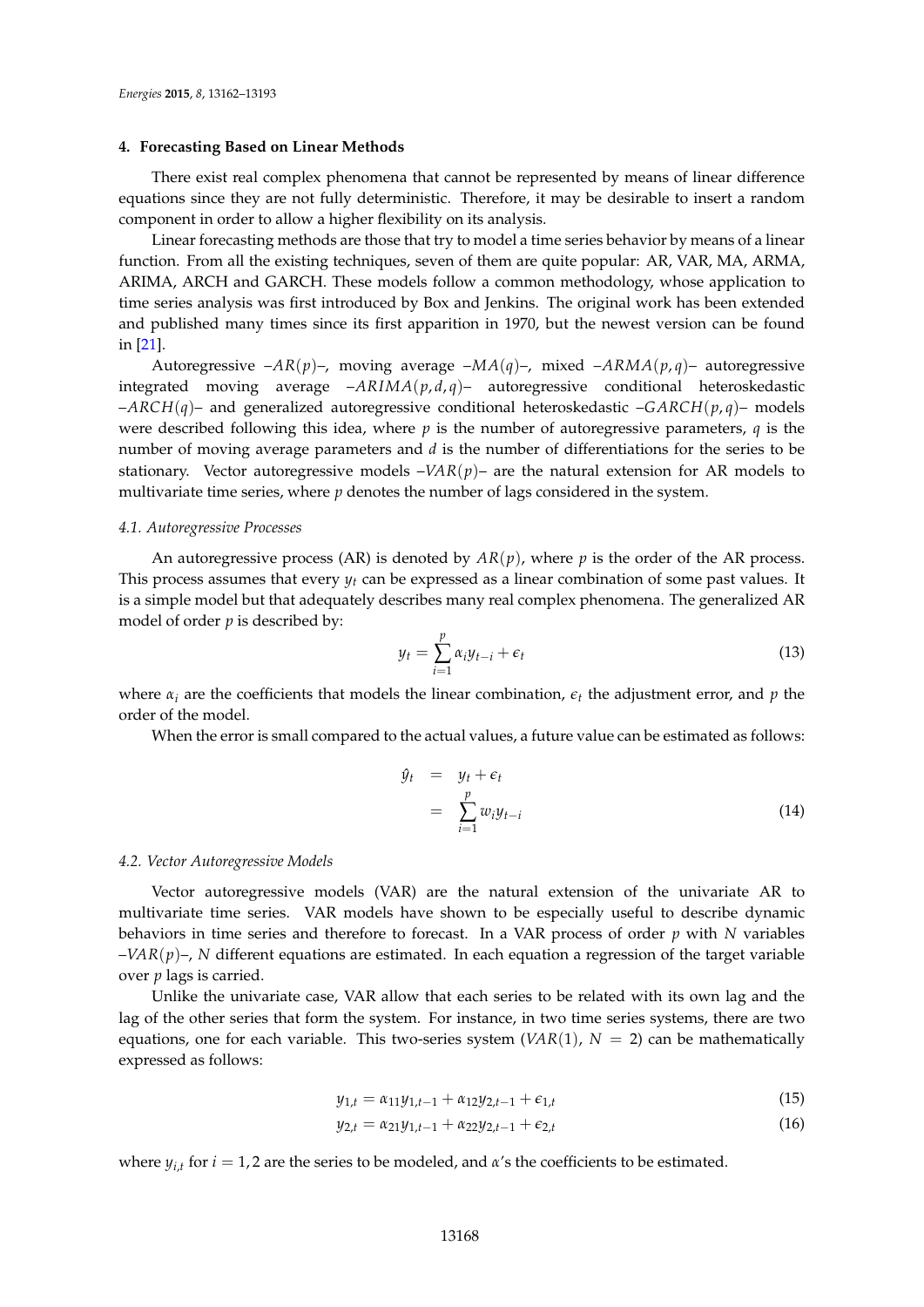## 4. Forecasting Based on Linear Methods

There exist real complex phenomena that cannot be represented by means of linear difference equations since they are not fully deterministic. Therefore, it may be desirable to insert a random component in order to allow a higher flexibility on its analysis.

Linear forecasting methods are those that try to model a time series behavior by means of a linear function. From all the existing techniques, seven of them are quite popular: AR, VAR, MA, ARMA, ARIMA, ARCH and GARCH. These models follow a common methodology, whose application to time series analysis was first introduced by Box and Jenkins. The original work has been extended and published many times since its first apparition in 1970, but the newest version can be found in [21].

Autoregressive –$AR(p)$–, moving average –$MA(q)$–, mixed –$ARMA(p,q)$– autoregressive integrated moving average –$ARIMA(p,d,q)$– autoregressive conditional heteroskedastic –$ARCH(q)$– and generalized autoregressive conditional heteroskedastic –$GARCH(p,q)$– models were described following this idea, where $p$ is the number of autoregressive parameters, $q$ is the number of moving average parameters and $d$ is the number of differentiations for the series to be stationary. Vector autoregressive models –$VAR(p)$– are the natural extension for AR models to multivariate time series, where $p$ denotes the number of lags considered in the system.

### 4.1. Autoregressive Processes

An autoregressive process (AR) is denoted by $AR(p)$, where $p$ is the order of the AR process. This process assumes that every $y_t$ can be expressed as a linear combination of some past values. It is a simple model but that adequately describes many real complex phenomena. The generalized AR model of order $p$ is described by:

$$y_t = \sum_{i=1}^{p} \alpha_i y_{t-i} + \epsilon_t \tag{13}$$

where $\alpha_i$ are the coefficients that models the linear combination, $\epsilon_t$ the adjustment error, and $p$ the order of the model.

When the error is small compared to the actual values, a future value can be estimated as follows:

$$\begin{aligned} \hat{y}_t &= y_t + \epsilon_t \\ &= \sum_{i=1}^{p} w_i y_{t-i} \end{aligned} \tag{14}$$

### 4.2. Vector Autoregressive Models

Vector autoregressive models (VAR) are the natural extension of the univariate AR to multivariate time series. VAR models have shown to be especially useful to describe dynamic behaviors in time series and therefore to forecast. In a VAR process of order $p$ with $N$ variables –$VAR(p)$–, $N$ different equations are estimated. In each equation a regression of the target variable over $p$ lags is carried.

Unlike the univariate case, VAR allow that each series to be related with its own lag and the lag of the other series that form the system. For instance, in two time series systems, there are two equations, one for each variable. This two-series system ($VAR(1)$, $N = 2$) can be mathematically expressed as follows:

$$y_{1,t} = \alpha_{11} y_{1,t-1} + \alpha_{12} y_{2,t-1} + \epsilon_{1,t} \tag{15}$$

$$y_{2,t} = \alpha_{21} y_{1,t-1} + \alpha_{22} y_{2,t-1} + \epsilon_{2,t} \tag{16}$$

where $y_{i,t}$ for $i = 1, 2$ are the series to be modeled, and $\alpha$'s the coefficients to be estimated.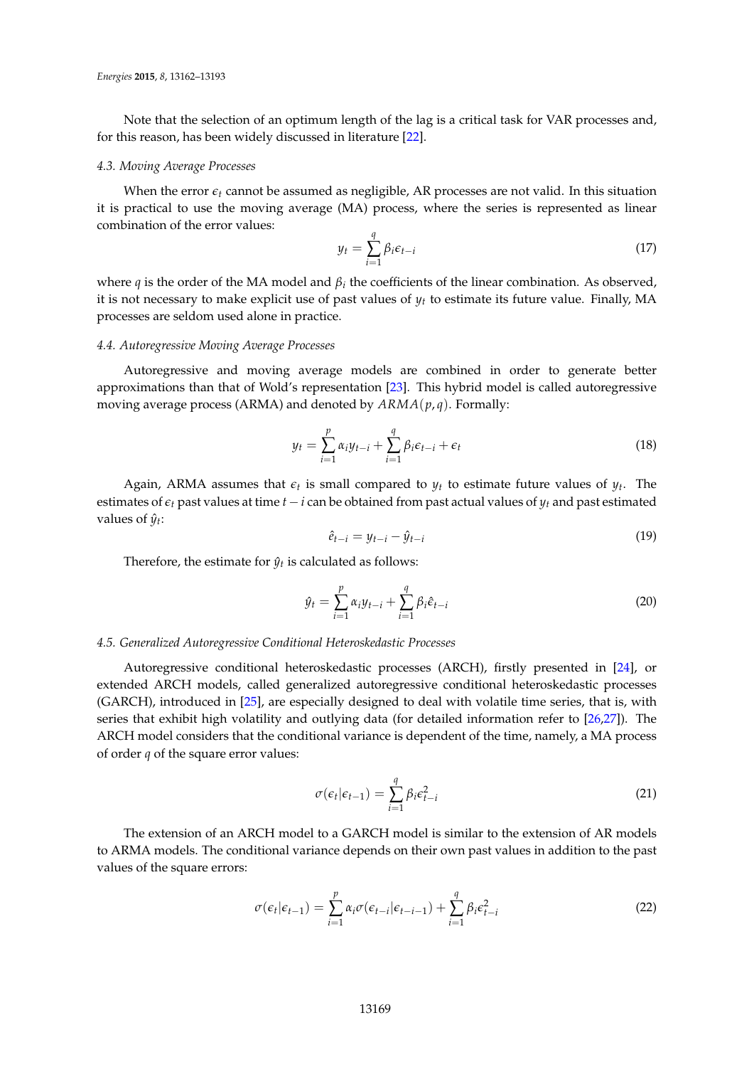Note that the selection of an optimum length of the lag is a critical task for VAR processes and, for this reason, has been widely discussed in literature [22].

### 4.3. Moving Average Processes

When the error $\epsilon_t$ cannot be assumed as negligible, AR processes are not valid. In this situation it is practical to use the moving average (MA) process, where the series is represented as linear combination of the error values:

$$y_t = \sum_{i=1}^{q} \beta_i \epsilon_{t-i} \tag{17}$$

where $q$ is the order of the MA model and $\beta_i$ the coefficients of the linear combination. As observed, it is not necessary to make explicit use of past values of $y_t$ to estimate its future value. Finally, MA processes are seldom used alone in practice.

### 4.4. Autoregressive Moving Average Processes

Autoregressive and moving average models are combined in order to generate better approximations than that of Wold's representation [23]. This hybrid model is called autoregressive moving average process (ARMA) and denoted by $ARMA(p, q)$. Formally:

$$y_t = \sum_{i=1}^{p} \alpha_i y_{t-i} + \sum_{i=1}^{q} \beta_i \epsilon_{t-i} + \epsilon_t \tag{18}$$

Again, ARMA assumes that $\epsilon_t$ is small compared to $y_t$ to estimate future values of $y_t$. The estimates of $\epsilon_t$ past values at time $t - i$ can be obtained from past actual values of $y_t$ and past estimated values of $\hat{y}_t$:

$$\hat{\epsilon}_{t-i} = y_{t-i} - \hat{y}_{t-i} \tag{19}$$

Therefore, the estimate for $\hat{y}_t$ is calculated as follows:

$$\hat{y}_t = \sum_{i=1}^{p} \alpha_i y_{t-i} + \sum_{i=1}^{q} \beta_i \hat{\epsilon}_{t-i} \tag{20}$$

### 4.5. Generalized Autoregressive Conditional Heteroskedastic Processes

Autoregressive conditional heteroskedastic processes (ARCH), firstly presented in [24], or extended ARCH models, called generalized autoregressive conditional heteroskedastic processes (GARCH), introduced in [25], are especially designed to deal with volatile time series, that is, with series that exhibit high volatility and outlying data (for detailed information refer to [26,27]). The ARCH model considers that the conditional variance is dependent of the time, namely, a MA process of order $q$ of the square error values:

$$\sigma(\epsilon_t | \epsilon_{t-1}) = \sum_{i=1}^{q} \beta_i \epsilon_{t-i}^2 \tag{21}$$

The extension of an ARCH model to a GARCH model is similar to the extension of AR models to ARMA models. The conditional variance depends on their own past values in addition to the past values of the square errors:

$$\sigma(\epsilon_t | \epsilon_{t-1}) = \sum_{i=1}^{p} \alpha_i \sigma(\epsilon_{t-i} | \epsilon_{t-i-1}) + \sum_{i=1}^{q} \beta_i \epsilon_{t-i}^2 \tag{22}$$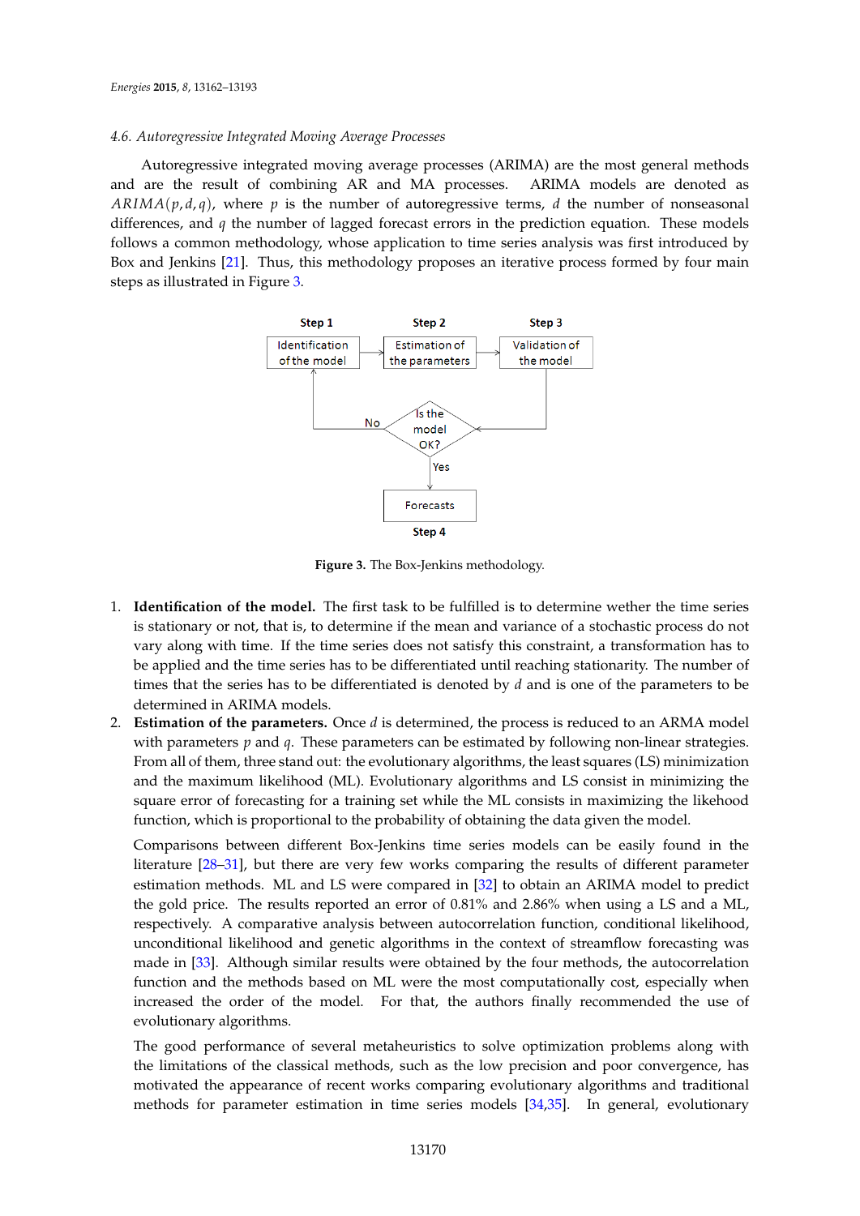### 4.6. Autoregressive Integrated Moving Average Processes

Autoregressive integrated moving average processes (ARIMA) are the most general methods and are the result of combining AR and MA processes. ARIMA models are denoted as $ARIMA(p,d,q)$, where $p$ is the number of autoregressive terms, $d$ the number of nonseasonal differences, and $q$ the number of lagged forecast errors in the prediction equation. These models follows a common methodology, whose application to time series analysis was first introduced by Box and Jenkins [21]. Thus, this methodology proposes an iterative process formed by four main steps as illustrated in Figure 3.

**Figure 3.** The Box-Jenkins methodology.

1. **Identification of the model.** The first task to be fulfilled is to determine wether the time series is stationary or not, that is, to determine if the mean and variance of a stochastic process do not vary along with time. If the time series does not satisfy this constraint, a transformation has to be applied and the time series has to be differentiated until reaching stationarity. The number of times that the series has to be differentiated is denoted by $d$ and is one of the parameters to be determined in ARIMA models.
2. **Estimation of the parameters.** Once $d$ is determined, the process is reduced to an ARMA model with parameters $p$ and $q$. These parameters can be estimated by following non-linear strategies. From all of them, three stand out: the evolutionary algorithms, the least squares (LS) minimization and the maximum likelihood (ML). Evolutionary algorithms and LS consist in minimizing the square error of forecasting for a training set while the ML consists in maximizing the likehood function, which is proportional to the probability of obtaining the data given the model.

   Comparisons between different Box-Jenkins time series models can be easily found in the literature [28–31], but there are very few works comparing the results of different parameter estimation methods. ML and LS were compared in [32] to obtain an ARIMA model to predict the gold price. The results reported an error of 0.81% and 2.86% when using a LS and a ML, respectively. A comparative analysis between autocorrelation function, conditional likelihood, unconditional likelihood and genetic algorithms in the context of streamflow forecasting was made in [33]. Although similar results were obtained by the four methods, the autocorrelation function and the methods based on ML were the most computationally cost, especially when increased the order of the model. For that, the authors finally recommended the use of evolutionary algorithms.

   The good performance of several metaheuristics to solve optimization problems along with the limitations of the classical methods, such as the low precision and poor convergence, has motivated the appearance of recent works comparing evolutionary algorithms and traditional methods for parameter estimation in time series models [34,35]. In general, evolutionary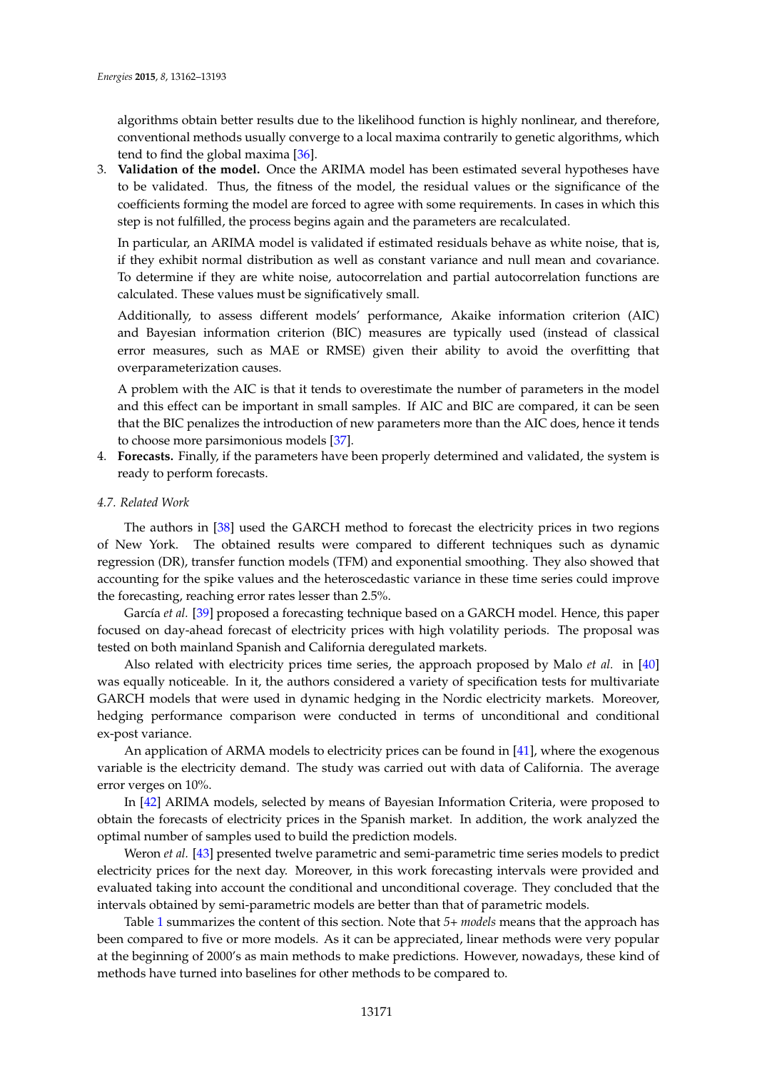algorithms obtain better results due to the likelihood function is highly nonlinear, and therefore, conventional methods usually converge to a local maxima contrarily to genetic algorithms, which tend to find the global maxima [36].

3. **Validation of the model.** Once the ARIMA model has been estimated several hypotheses have to be validated. Thus, the fitness of the model, the residual values or the significance of the coefficients forming the model are forced to agree with some requirements. In cases in which this step is not fulfilled, the process begins again and the parameters are recalculated.

   In particular, an ARIMA model is validated if estimated residuals behave as white noise, that is, if they exhibit normal distribution as well as constant variance and null mean and covariance. To determine if they are white noise, autocorrelation and partial autocorrelation functions are calculated. These values must be significatively small.

   Additionally, to assess different models' performance, Akaike information criterion (AIC) and Bayesian information criterion (BIC) measures are typically used (instead of classical error measures, such as MAE or RMSE) given their ability to avoid the overfitting that overparameterization causes.

   A problem with the AIC is that it tends to overestimate the number of parameters in the model and this effect can be important in small samples. If AIC and BIC are compared, it can be seen that the BIC penalizes the introduction of new parameters more than the AIC does, hence it tends to choose more parsimonious models [37].

4. **Forecasts.** Finally, if the parameters have been properly determined and validated, the system is ready to perform forecasts.

### 4.7. Related Work

The authors in [38] used the GARCH method to forecast the electricity prices in two regions of New York. The obtained results were compared to different techniques such as dynamic regression (DR), transfer function models (TFM) and exponential smoothing. They also showed that accounting for the spike values and the heteroscedastic variance in these time series could improve the forecasting, reaching error rates lesser than 2.5%.

García *et al.* [39] proposed a forecasting technique based on a GARCH model. Hence, this paper focused on day-ahead forecast of electricity prices with high volatility periods. The proposal was tested on both mainland Spanish and California deregulated markets.

Also related with electricity prices time series, the approach proposed by Malo *et al.* in [40] was equally noticeable. In it, the authors considered a variety of specification tests for multivariate GARCH models that were used in dynamic hedging in the Nordic electricity markets. Moreover, hedging performance comparison were conducted in terms of unconditional and conditional ex-post variance.

An application of ARMA models to electricity prices can be found in [41], where the exogenous variable is the electricity demand. The study was carried out with data of California. The average error verges on 10%.

In [42] ARIMA models, selected by means of Bayesian Information Criteria, were proposed to obtain the forecasts of electricity prices in the Spanish market. In addition, the work analyzed the optimal number of samples used to build the prediction models.

Weron *et al.* [43] presented twelve parametric and semi-parametric time series models to predict electricity prices for the next day. Moreover, in this work forecasting intervals were provided and evaluated taking into account the conditional and unconditional coverage. They concluded that the intervals obtained by semi-parametric models are better than that of parametric models.

Table 1 summarizes the content of this section. Note that *5+ models* means that the approach has been compared to five or more models. As it can be appreciated, linear methods were very popular at the beginning of 2000's as main methods to make predictions. However, nowadays, these kind of methods have turned into baselines for other methods to be compared to.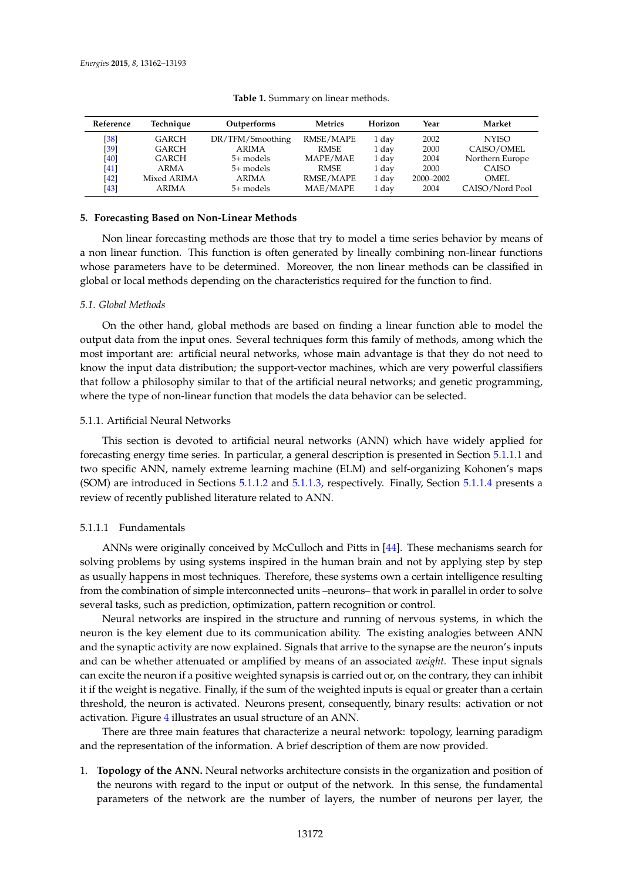**Table 1.** Summary on linear methods.

| Reference | Technique | Outperforms | Metrics | Horizon | Year | Market |
|---|---|---|---|---|---|---|
| [38] | GARCH | DR/TFM/Smoothing | RMSE/MAPE | 1 day | 2002 | NYISO |
| [39] | GARCH | ARIMA | RMSE | 1 day | 2000 | CAISO/OMEL |
| [40] | GARCH | 5+ models | MAPE/MAE | 1 day | 2004 | Northern Europe |
| [41] | ARMA | 5+ models | RMSE | 1 day | 2000 | CAISO |
| [42] | Mixed ARIMA | ARIMA | RMSE/MAPE | 1 day | 2000–2002 | OMEL |
| [43] | ARIMA | 5+ models | MAE/MAPE | 1 day | 2004 | CAISO/Nord Pool |

## 5. Forecasting Based on Non-Linear Methods

Non linear forecasting methods are those that try to model a time series behavior by means of a non linear function. This function is often generated by lineally combining non-linear functions whose parameters have to be determined. Moreover, the non linear methods can be classified in global or local methods depending on the characteristics required for the function to find.

### *5.1. Global Methods*

On the other hand, global methods are based on finding a linear function able to model the output data from the input ones. Several techniques form this family of methods, among which the most important are: artificial neural networks, whose main advantage is that they do not need to know the input data distribution; the support-vector machines, which are very powerful classifiers that follow a philosophy similar to that of the artificial neural networks; and genetic programming, where the type of non-linear function that models the data behavior can be selected.

#### 5.1.1. Artificial Neural Networks

This section is devoted to artificial neural networks (ANN) which have widely applied for forecasting energy time series. In particular, a general description is presented in Section 5.1.1.1 and two specific ANN, namely extreme learning machine (ELM) and self-organizing Kohonen's maps (SOM) are introduced in Sections 5.1.1.2 and 5.1.1.3, respectively. Finally, Section 5.1.1.4 presents a review of recently published literature related to ANN.

##### 5.1.1.1 Fundamentals

ANNs were originally conceived by McCulloch and Pitts in [44]. These mechanisms search for solving problems by using systems inspired in the human brain and not by applying step by step as usually happens in most techniques. Therefore, these systems own a certain intelligence resulting from the combination of simple interconnected units –neurons– that work in parallel in order to solve several tasks, such as prediction, optimization, pattern recognition or control.

Neural networks are inspired in the structure and running of nervous systems, in which the neuron is the key element due to its communication ability. The existing analogies between ANN and the synaptic activity are now explained. Signals that arrive to the synapse are the neuron's inputs and can be whether attenuated or amplified by means of an associated *weight.* These input signals can excite the neuron if a positive weighted synapsis is carried out or, on the contrary, they can inhibit it if the weight is negative. Finally, if the sum of the weighted inputs is equal or greater than a certain threshold, the neuron is activated. Neurons present, consequently, binary results: activation or not activation. Figure 4 illustrates an usual structure of an ANN.

There are three main features that characterize a neural network: topology, learning paradigm and the representation of the information. A brief description of them are now provided.

1. **Topology of the ANN.** Neural networks architecture consists in the organization and position of the neurons with regard to the input or output of the network. In this sense, the fundamental parameters of the network are the number of layers, the number of neurons per layer, the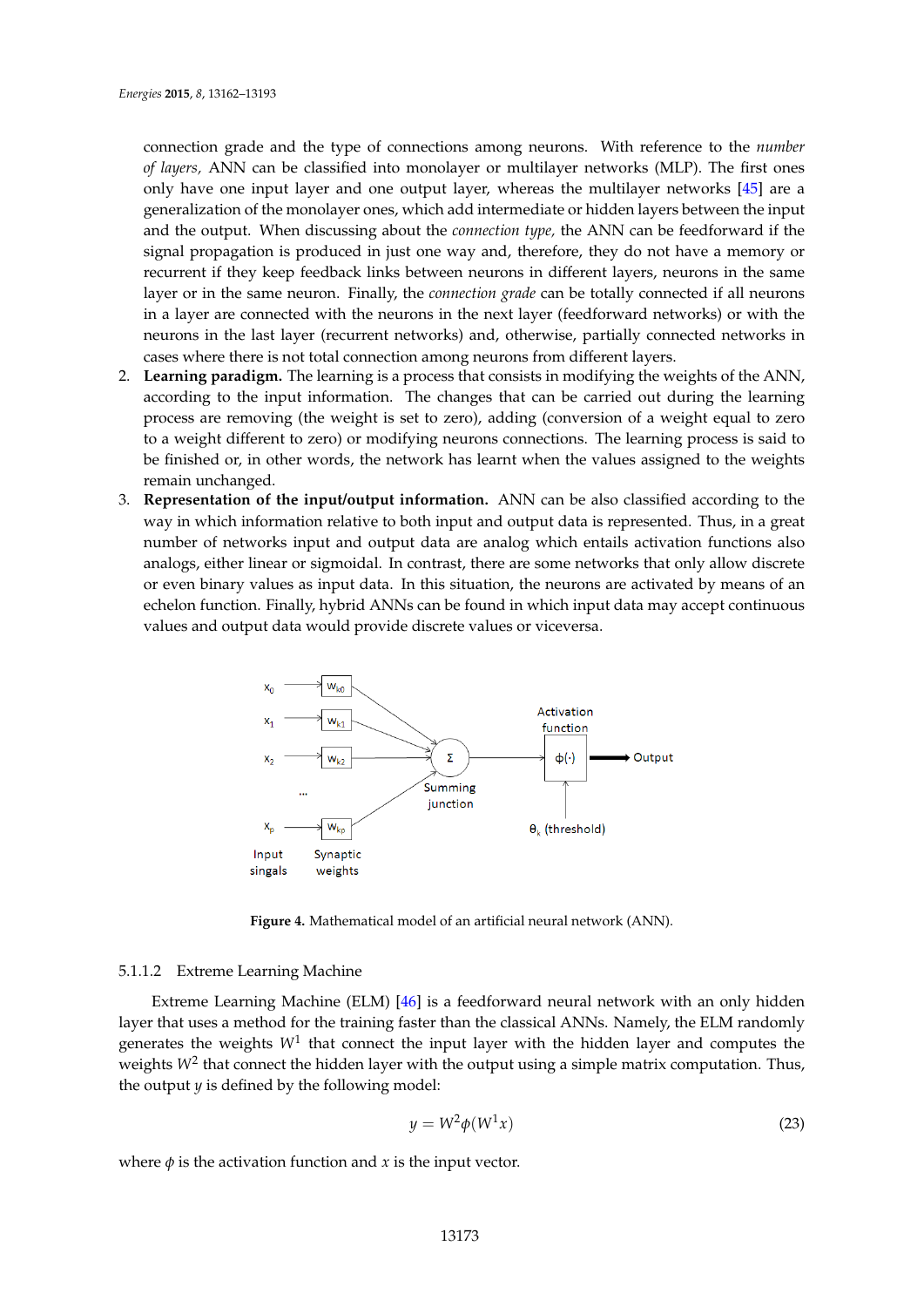connection grade and the type of connections among neurons. With reference to the *number of layers,* ANN can be classified into monolayer or multilayer networks (MLP). The first ones only have one input layer and one output layer, whereas the multilayer networks [45] are a generalization of the monolayer ones, which add intermediate or hidden layers between the input and the output. When discussing about the *connection type,* the ANN can be feedforward if the signal propagation is produced in just one way and, therefore, they do not have a memory or recurrent if they keep feedback links between neurons in different layers, neurons in the same layer or in the same neuron. Finally, the *connection grade* can be totally connected if all neurons in a layer are connected with the neurons in the next layer (feedforward networks) or with the neurons in the last layer (recurrent networks) and, otherwise, partially connected networks in cases where there is not total connection among neurons from different layers.

2. **Learning paradigm.** The learning is a process that consists in modifying the weights of the ANN, according to the input information. The changes that can be carried out during the learning process are removing (the weight is set to zero), adding (conversion of a weight equal to zero to a weight different to zero) or modifying neurons connections. The learning process is said to be finished or, in other words, the network has learnt when the values assigned to the weights remain unchanged.
3. **Representation of the input/output information.** ANN can be also classified according to the way in which information relative to both input and output data is represented. Thus, in a great number of networks input and output data are analog which entails activation functions also analogs, either linear or sigmoidal. In contrast, there are some networks that only allow discrete or even binary values as input data. In this situation, the neurons are activated by means of an echelon function. Finally, hybrid ANNs can be found in which input data may accept continuous values and output data would provide discrete values or viceversa.

**Figure 4.** Mathematical model of an artificial neural network (ANN).

#### 5.1.1.2 Extreme Learning Machine

Extreme Learning Machine (ELM) [46] is a feedforward neural network with an only hidden layer that uses a method for the training faster than the classical ANNs. Namely, the ELM randomly generates the weights $W^1$ that connect the input layer with the hidden layer and computes the weights $W^2$ that connect the hidden layer with the output using a simple matrix computation. Thus, the output $y$ is defined by the following model:

$$y = W^2 \phi(W^1 x) \tag{23}$$

where $\phi$ is the activation function and $x$ is the input vector.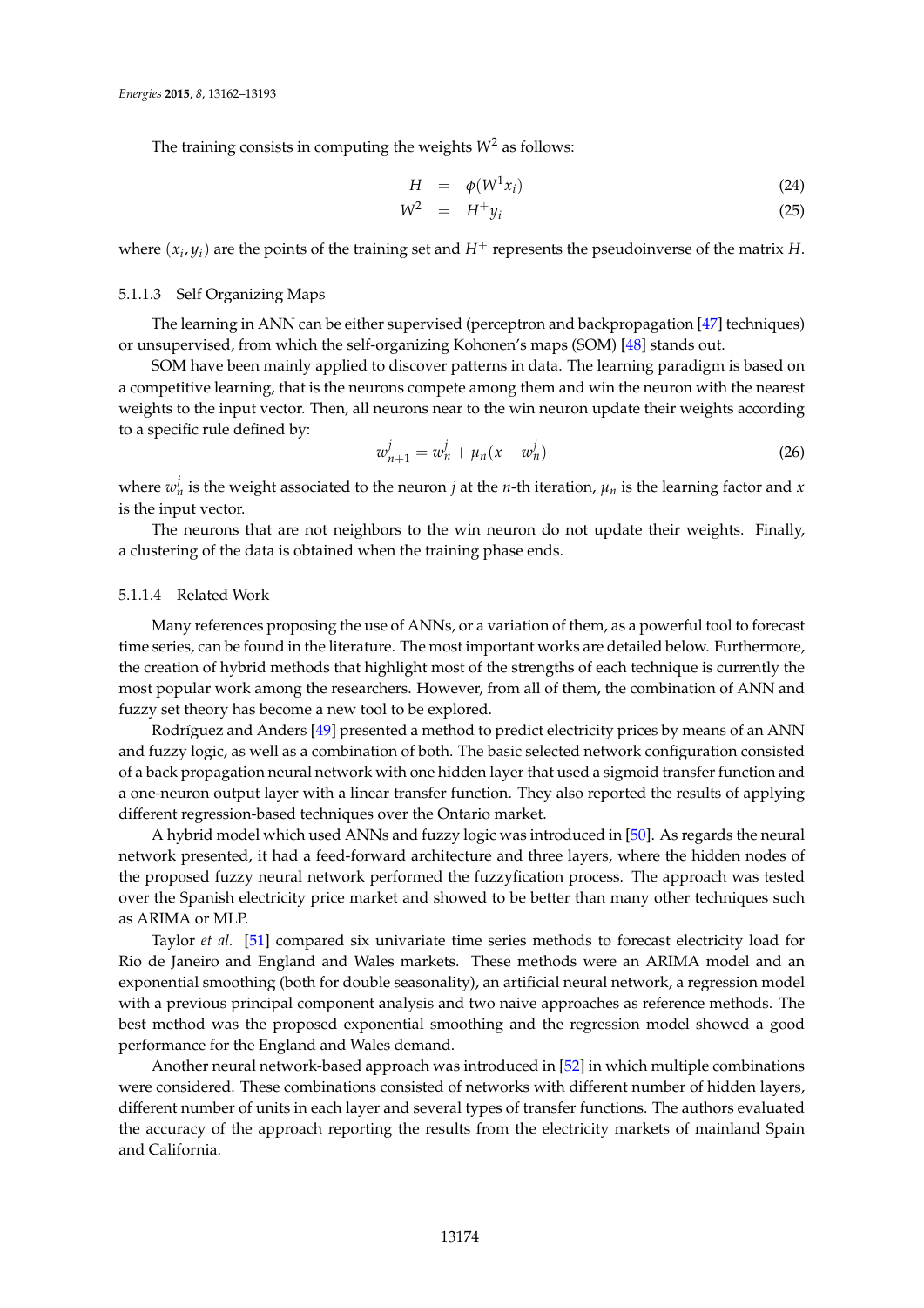The training consists in computing the weights $W^2$ as follows:

$$
\begin{aligned}
H &= \phi(W^1 x_i) \quad (24) \\
W^2 &= H^+ y_i \quad (25)
\end{aligned}
$$

where $(x_i, y_i)$ are the points of the training set and $H^+$ represents the pseudoinverse of the matrix $H$.

#### 5.1.1.3 Self Organizing Maps

The learning in ANN can be either supervised (perceptron and backpropagation [47] techniques) or unsupervised, from which the self-organizing Kohonen's maps (SOM) [48] stands out.

SOM have been mainly applied to discover patterns in data. The learning paradigm is based on a competitive learning, that is the neurons compete among them and win the neuron with the nearest weights to the input vector. Then, all neurons near to the win neuron update their weights according to a specific rule defined by:

$$
w_{n+1}^j = w_n^j + \mu_n (x - w_n^j) \quad (26)
$$

where $w_n^j$ is the weight associated to the neuron $j$ at the $n$-th iteration, $\mu_n$ is the learning factor and $x$ is the input vector.

The neurons that are not neighbors to the win neuron do not update their weights. Finally, a clustering of the data is obtained when the training phase ends.

#### 5.1.1.4 Related Work

Many references proposing the use of ANNs, or a variation of them, as a powerful tool to forecast time series, can be found in the literature. The most important works are detailed below. Furthermore, the creation of hybrid methods that highlight most of the strengths of each technique is currently the most popular work among the researchers. However, from all of them, the combination of ANN and fuzzy set theory has become a new tool to be explored.

Rodríguez and Anders [49] presented a method to predict electricity prices by means of an ANN and fuzzy logic, as well as a combination of both. The basic selected network configuration consisted of a back propagation neural network with one hidden layer that used a sigmoid transfer function and a one-neuron output layer with a linear transfer function. They also reported the results of applying different regression-based techniques over the Ontario market.

A hybrid model which used ANNs and fuzzy logic was introduced in [50]. As regards the neural network presented, it had a feed-forward architecture and three layers, where the hidden nodes of the proposed fuzzy neural network performed the fuzzyfication process. The approach was tested over the Spanish electricity price market and showed to be better than many other techniques such as ARIMA or MLP.

Taylor *et al.* [51] compared six univariate time series methods to forecast electricity load for Rio de Janeiro and England and Wales markets. These methods were an ARIMA model and an exponential smoothing (both for double seasonality), an artificial neural network, a regression model with a previous principal component analysis and two naive approaches as reference methods. The best method was the proposed exponential smoothing and the regression model showed a good performance for the England and Wales demand.

Another neural network-based approach was introduced in [52] in which multiple combinations were considered. These combinations consisted of networks with different number of hidden layers, different number of units in each layer and several types of transfer functions. The authors evaluated the accuracy of the approach reporting the results from the electricity markets of mainland Spain and California.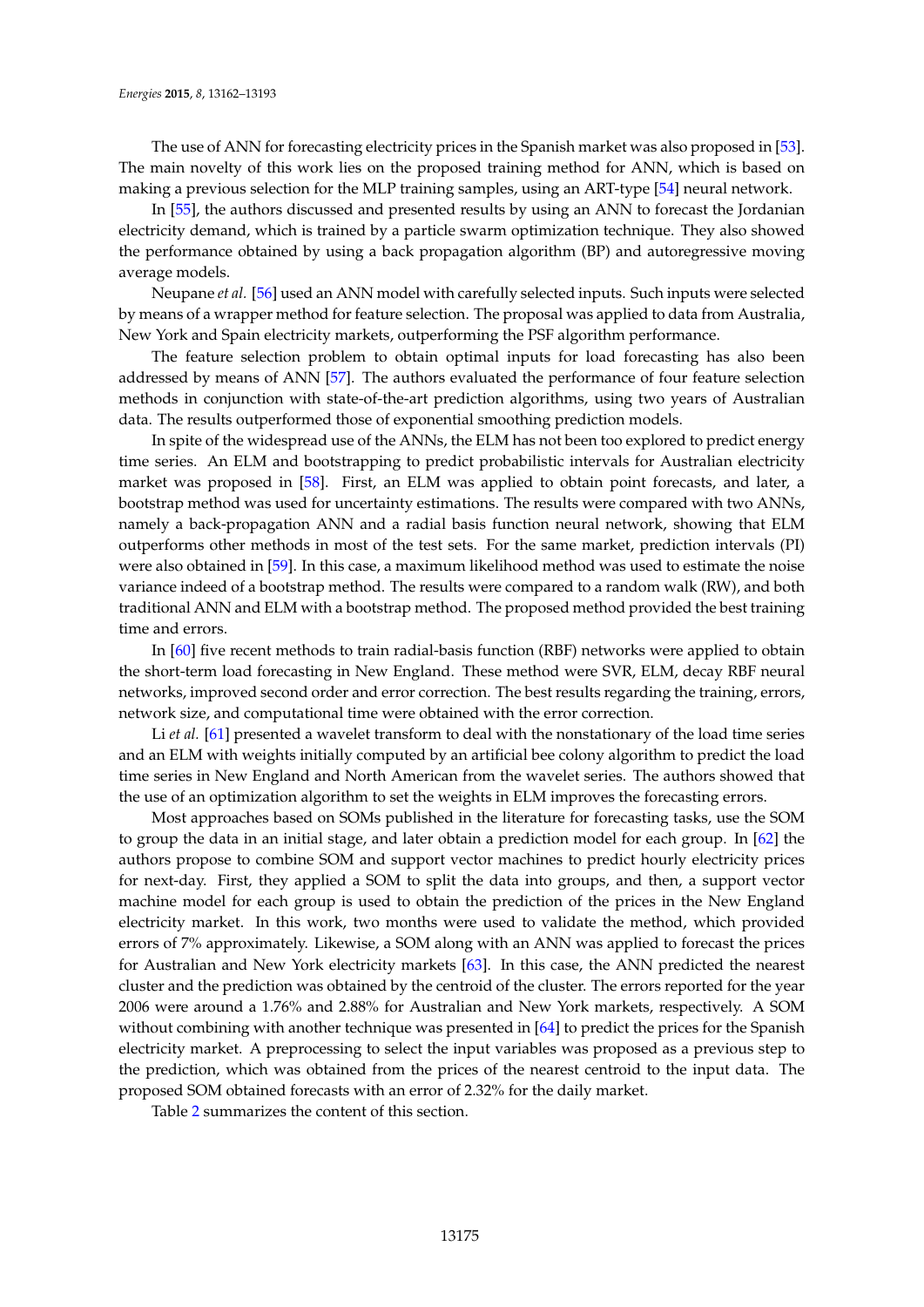The use of ANN for forecasting electricity prices in the Spanish market was also proposed in [53]. The main novelty of this work lies on the proposed training method for ANN, which is based on making a previous selection for the MLP training samples, using an ART-type [54] neural network.

In [55], the authors discussed and presented results by using an ANN to forecast the Jordanian electricity demand, which is trained by a particle swarm optimization technique. They also showed the performance obtained by using a back propagation algorithm (BP) and autoregressive moving average models.

Neupane *et al.* [56] used an ANN model with carefully selected inputs. Such inputs were selected by means of a wrapper method for feature selection. The proposal was applied to data from Australia, New York and Spain electricity markets, outperforming the PSF algorithm performance.

The feature selection problem to obtain optimal inputs for load forecasting has also been addressed by means of ANN [57]. The authors evaluated the performance of four feature selection methods in conjunction with state-of-the-art prediction algorithms, using two years of Australian data. The results outperformed those of exponential smoothing prediction models.

In spite of the widespread use of the ANNs, the ELM has not been too explored to predict energy time series. An ELM and bootstrapping to predict probabilistic intervals for Australian electricity market was proposed in [58]. First, an ELM was applied to obtain point forecasts, and later, a bootstrap method was used for uncertainty estimations. The results were compared with two ANNs, namely a back-propagation ANN and a radial basis function neural network, showing that ELM outperforms other methods in most of the test sets. For the same market, prediction intervals (PI) were also obtained in [59]. In this case, a maximum likelihood method was used to estimate the noise variance indeed of a bootstrap method. The results were compared to a random walk (RW), and both traditional ANN and ELM with a bootstrap method. The proposed method provided the best training time and errors.

In [60] five recent methods to train radial-basis function (RBF) networks were applied to obtain the short-term load forecasting in New England. These method were SVR, ELM, decay RBF neural networks, improved second order and error correction. The best results regarding the training, errors, network size, and computational time were obtained with the error correction.

Li *et al.* [61] presented a wavelet transform to deal with the nonstationary of the load time series and an ELM with weights initially computed by an artificial bee colony algorithm to predict the load time series in New England and North American from the wavelet series. The authors showed that the use of an optimization algorithm to set the weights in ELM improves the forecasting errors.

Most approaches based on SOMs published in the literature for forecasting tasks, use the SOM to group the data in an initial stage, and later obtain a prediction model for each group. In [62] the authors propose to combine SOM and support vector machines to predict hourly electricity prices for next-day. First, they applied a SOM to split the data into groups, and then, a support vector machine model for each group is used to obtain the prediction of the prices in the New England electricity market. In this work, two months were used to validate the method, which provided errors of 7% approximately. Likewise, a SOM along with an ANN was applied to forecast the prices for Australian and New York electricity markets [63]. In this case, the ANN predicted the nearest cluster and the prediction was obtained by the centroid of the cluster. The errors reported for the year 2006 were around a 1.76% and 2.88% for Australian and New York markets, respectively. A SOM without combining with another technique was presented in [64] to predict the prices for the Spanish electricity market. A preprocessing to select the input variables was proposed as a previous step to the prediction, which was obtained from the prices of the nearest centroid to the input data. The proposed SOM obtained forecasts with an error of 2.32% for the daily market.

Table 2 summarizes the content of this section.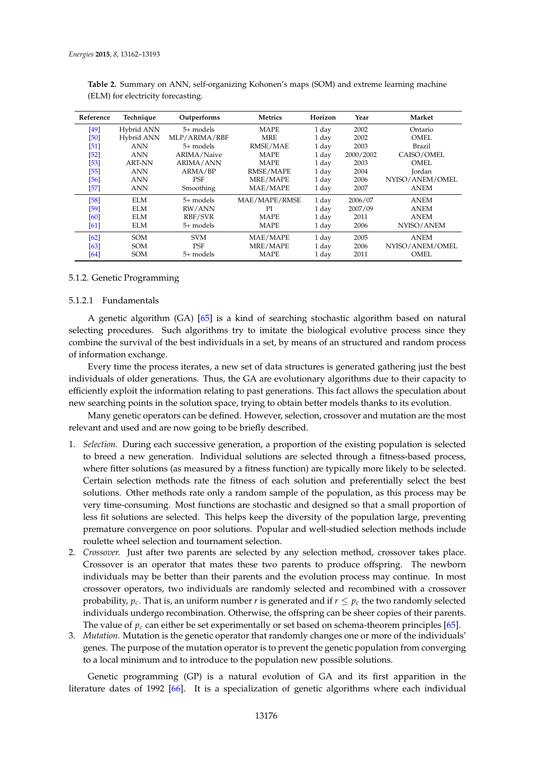**Table 2.** Summary on ANN, self-organizing Kohonen's maps (SOM) and extreme learning machine (ELM) for electricity forecasting.

| Reference | Technique | Outperforms | Metrics | Horizon | Year | Market |
|---|---|---|---|---|---|---|
| [49] | Hybrid ANN | 5+ models | MAPE | 1 day | 2002 | Ontario |
| [50] | Hybrid ANN | MLP/ARIMA/RBF | MRE | 1 day | 2002 | OMEL |
| [51] | ANN | 5+ models | RMSE/MAE | 1 day | 2003 | Brazil |
| [52] | ANN | ARIMA/Naive | MAPE | 1 day | 2000/2002 | CAISO/OMEL |
| [53] | ART-NN | ARIMA/ANN | MAPE | 1 day | 2003 | OMEL |
| [55] | ANN | ARMA/BP | RMSE/MAPE | 1 day | 2004 | Jordan |
| [56] | ANN | PSF | MRE/MAPE | 1 day | 2006 | NYISO/ANEM/OMEL |
| [57] | ANN | Smoothing | MAE/MAPE | 1 day | 2007 | ANEM |
| [58] | ELM | 5+ models | MAE/MAPE/RMSE | 1 day | 2006/07 | ANEM |
| [59] | ELM | RW/ANN | PI | 1 day | 2007/09 | ANEM |
| [60] | ELM | RBF/SVR | MAPE | 1 day | 2011 | ANEM |
| [61] | ELM | 5+ models | MAPE | 1 day | 2006 | NYISO/ANEM |
| [62] | SOM | SVM | MAE/MAPE | 1 day | 2005 | ANEM |
| [63] | SOM | PSF | MRE/MAPE | 1 day | 2006 | NYISO/ANEM/OMEL |
| [64] | SOM | 5+ models | MAPE | 1 day | 2011 | OMEL |

#### 5.1.2. Genetic Programming

##### 5.1.2.1 Fundamentals

A genetic algorithm (GA) [65] is a kind of searching stochastic algorithm based on natural selecting procedures. Such algorithms try to imitate the biological evolutive process since they combine the survival of the best individuals in a set, by means of an structured and random process of information exchange.

Every time the process iterates, a new set of data structures is generated gathering just the best individuals of older generations. Thus, the GA are evolutionary algorithms due to their capacity to efficiently exploit the information relating to past generations. This fact allows the speculation about new searching points in the solution space, trying to obtain better models thanks to its evolution.

Many genetic operators can be defined. However, selection, crossover and mutation are the most relevant and used and are now going to be briefly described.

1. *Selection.* During each successive generation, a proportion of the existing population is selected to breed a new generation. Individual solutions are selected through a fitness-based process, where fitter solutions (as measured by a fitness function) are typically more likely to be selected. Certain selection methods rate the fitness of each solution and preferentially select the best solutions. Other methods rate only a random sample of the population, as this process may be very time-consuming. Most functions are stochastic and designed so that a small proportion of less fit solutions are selected. This helps keep the diversity of the population large, preventing premature convergence on poor solutions. Popular and well-studied selection methods include roulette wheel selection and tournament selection.
2. *Crossover.* Just after two parents are selected by any selection method, crossover takes place. Crossover is an operator that mates these two parents to produce offspring. The newborn individuals may be better than their parents and the evolution process may continue. In most crossover operators, two individuals are randomly selected and recombined with a crossover probability, $p_c$. That is, an uniform number $r$ is generated and if $r \leq p_c$ the two randomly selected individuals undergo recombination. Otherwise, the offspring can be sheer copies of their parents. The value of $p_c$ can either be set experimentally or set based on schema-theorem principles [65].
3. *Mutation.* Mutation is the genetic operator that randomly changes one or more of the individuals' genes. The purpose of the mutation operator is to prevent the genetic population from converging to a local minimum and to introduce to the population new possible solutions.

Genetic programming (GP) is a natural evolution of GA and its first apparition in the literature dates of 1992 [66]. It is a specialization of genetic algorithms where each individual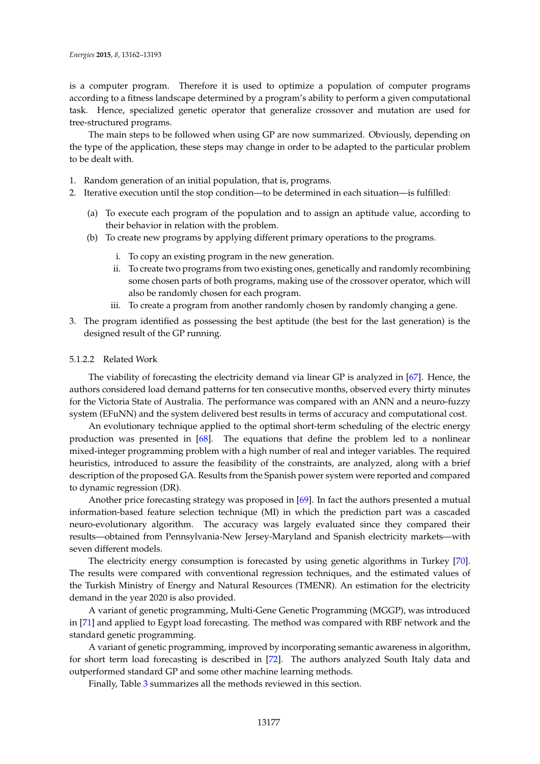is a computer program. Therefore it is used to optimize a population of computer programs according to a fitness landscape determined by a program's ability to perform a given computational task. Hence, specialized genetic operator that generalize crossover and mutation are used for tree-structured programs.

The main steps to be followed when using GP are now summarized. Obviously, depending on the type of the application, these steps may change in order to be adapted to the particular problem to be dealt with.

1. Random generation of an initial population, that is, programs.
2. Iterative execution until the stop condition—to be determined in each situation—is fulfilled:
   (a) To execute each program of the population and to assign an aptitude value, according to their behavior in relation with the problem.
   (b) To create new programs by applying different primary operations to the programs.
      i. To copy an existing program in the new generation.
      ii. To create two programs from two existing ones, genetically and randomly recombining some chosen parts of both programs, making use of the crossover operator, which will also be randomly chosen for each program.
      iii. To create a program from another randomly chosen by randomly changing a gene.
3. The program identified as possessing the best aptitude (the best for the last generation) is the designed result of the GP running.

#### 5.1.2.2 Related Work

The viability of forecasting the electricity demand via linear GP is analyzed in [67]. Hence, the authors considered load demand patterns for ten consecutive months, observed every thirty minutes for the Victoria State of Australia. The performance was compared with an ANN and a neuro-fuzzy system (EFuNN) and the system delivered best results in terms of accuracy and computational cost.

An evolutionary technique applied to the optimal short-term scheduling of the electric energy production was presented in [68]. The equations that define the problem led to a nonlinear mixed-integer programming problem with a high number of real and integer variables. The required heuristics, introduced to assure the feasibility of the constraints, are analyzed, along with a brief description of the proposed GA. Results from the Spanish power system were reported and compared to dynamic regression (DR).

Another price forecasting strategy was proposed in [69]. In fact the authors presented a mutual information-based feature selection technique (MI) in which the prediction part was a cascaded neuro-evolutionary algorithm. The accuracy was largely evaluated since they compared their results—obtained from Pennsylvania-New Jersey-Maryland and Spanish electricity markets—with seven different models.

The electricity energy consumption is forecasted by using genetic algorithms in Turkey [70]. The results were compared with conventional regression techniques, and the estimated values of the Turkish Ministry of Energy and Natural Resources (TMENR). An estimation for the electricity demand in the year 2020 is also provided.

A variant of genetic programming, Multi-Gene Genetic Programming (MGGP), was introduced in [71] and applied to Egypt load forecasting. The method was compared with RBF network and the standard genetic programming.

A variant of genetic programming, improved by incorporating semantic awareness in algorithm, for short term load forecasting is described in [72]. The authors analyzed South Italy data and outperformed standard GP and some other machine learning methods.

Finally, Table 3 summarizes all the methods reviewed in this section.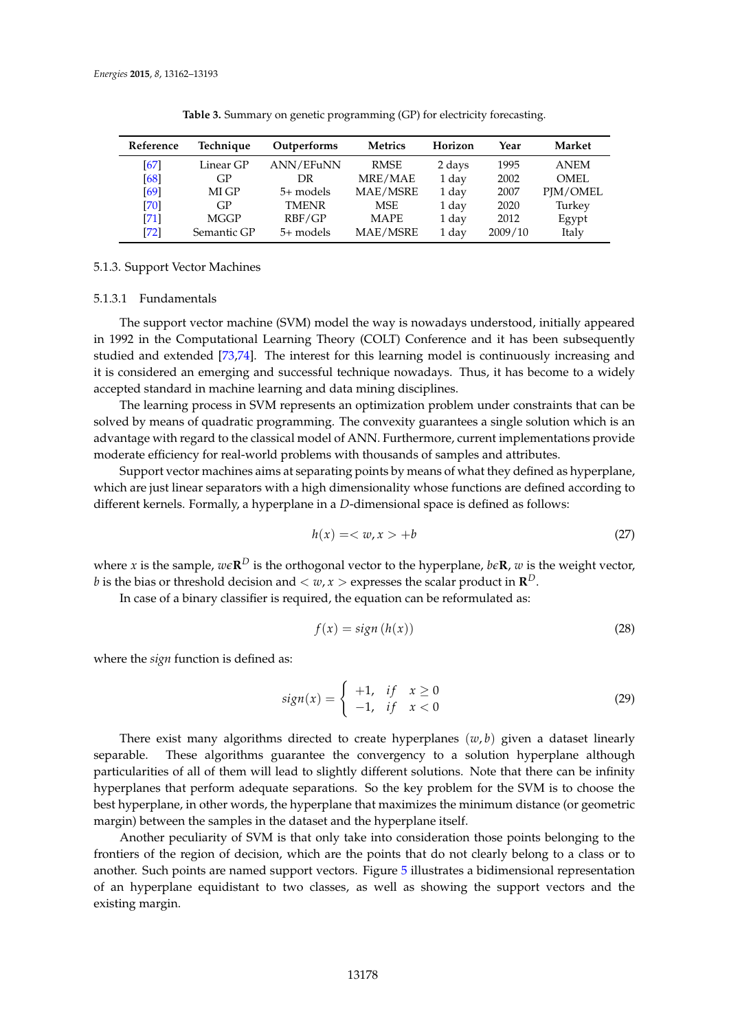**Table 3.** Summary on genetic programming (GP) for electricity forecasting.

| Reference | Technique | Outperforms | Metrics | Horizon | Year | Market |
|---|---|---|---|---|---|---|
| [67] | Linear GP | ANN/EFuNN | RMSE | 2 days | 1995 | ANEM |
| [68] | GP | DR | MRE/MAE | 1 day | 2002 | OMEL |
| [69] | MI GP | 5+ models | MAE/MSRE | 1 day | 2007 | PJM/OMEL |
| [70] | GP | TMENR | MSE | 1 day | 2020 | Turkey |
| [71] | MGGP | RBF/GP | MAPE | 1 day | 2012 | Egypt |
| [72] | Semantic GP | 5+ models | MAE/MSRE | 1 day | 2009/10 | Italy |

### 5.1.3. Support Vector Machines

#### 5.1.3.1 Fundamentals

The support vector machine (SVM) model the way is nowadays understood, initially appeared in 1992 in the Computational Learning Theory (COLT) Conference and it has been subsequently studied and extended [73,74]. The interest for this learning model is continuously increasing and it is considered an emerging and successful technique nowadays. Thus, it has become to a widely accepted standard in machine learning and data mining disciplines.

The learning process in SVM represents an optimization problem under constraints that can be solved by means of quadratic programming. The convexity guarantees a single solution which is an advantage with regard to the classical model of ANN. Furthermore, current implementations provide moderate efficiency for real-world problems with thousands of samples and attributes.

Support vector machines aims at separating points by means of what they defined as hyperplane, which are just linear separators with a high dimensionality whose functions are defined according to different kernels. Formally, a hyperplane in a $D$-dimensional space is defined as follows:

$$h(x) = < w, x > +b \tag{27}$$

where $x$ is the sample, $w \epsilon \mathbf{R}^D$ is the orthogonal vector to the hyperplane, $b \epsilon \mathbf{R}$, $w$ is the weight vector, $b$ is the bias or threshold decision and $< w, x >$ expresses the scalar product in $\mathbf{R}^D$.

In case of a binary classifier is required, the equation can be reformulated as:

$$f(x) = sign\left(h(x)\right) \tag{28}$$

where the *sign* function is defined as:

$$sign(x) = \begin{cases} +1, & if \quad x \geq 0 \\ -1, & if \quad x < 0 \end{cases} \tag{29}$$

There exist many algorithms directed to create hyperplanes $(w, b)$ given a dataset linearly separable. These algorithms guarantee the convergency to a solution hyperplane although particularities of all of them will lead to slightly different solutions. Note that there can be infinity hyperplanes that perform adequate separations. So the key problem for the SVM is to choose the best hyperplane, in other words, the hyperplane that maximizes the minimum distance (or geometric margin) between the samples in the dataset and the hyperplane itself.

Another peculiarity of SVM is that only take into consideration those points belonging to the frontiers of the region of decision, which are the points that do not clearly belong to a class or to another. Such points are named support vectors. Figure 5 illustrates a bidimensional representation of an hyperplane equidistant to two classes, as well as showing the support vectors and the existing margin.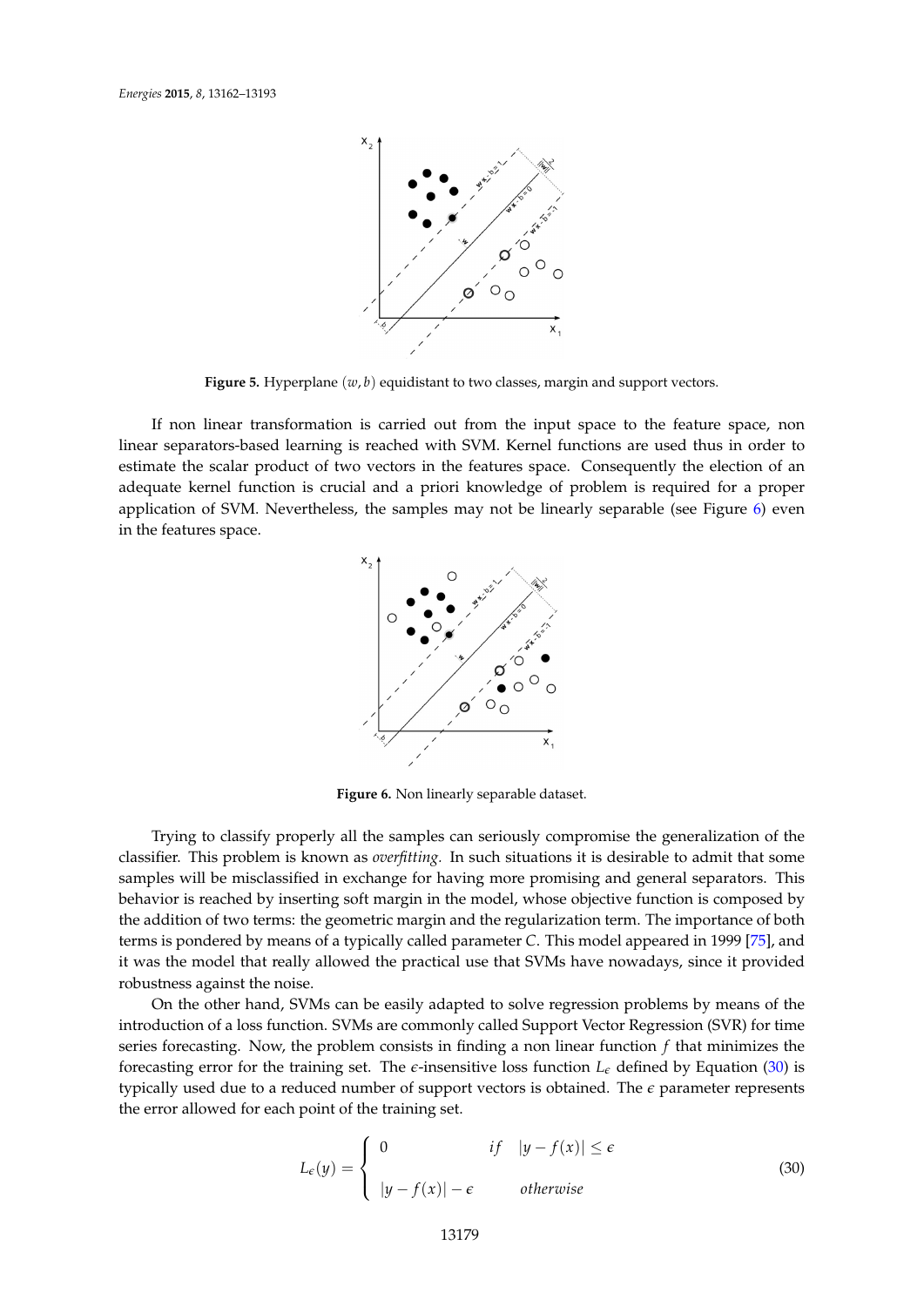**Figure 5.** Hyperplane $(w, b)$ equidistant to two classes, margin and support vectors.

If non linear transformation is carried out from the input space to the feature space, non linear separators-based learning is reached with SVM. Kernel functions are used thus in order to estimate the scalar product of two vectors in the features space. Consequently the election of an adequate kernel function is crucial and a priori knowledge of problem is required for a proper application of SVM. Nevertheless, the samples may not be linearly separable (see Figure 6) even in the features space.

**Figure 6.** Non linearly separable dataset.

Trying to classify properly all the samples can seriously compromise the generalization of the classifier. This problem is known as *overfitting*. In such situations it is desirable to admit that some samples will be misclassified in exchange for having more promising and general separators. This behavior is reached by inserting soft margin in the model, whose objective function is composed by the addition of two terms: the geometric margin and the regularization term. The importance of both terms is pondered by means of a typically called parameter $C$. This model appeared in 1999 [75], and it was the model that really allowed the practical use that SVMs have nowadays, since it provided robustness against the noise.

On the other hand, SVMs can be easily adapted to solve regression problems by means of the introduction of a loss function. SVMs are commonly called Support Vector Regression (SVR) for time series forecasting. Now, the problem consists in finding a non linear function $f$ that minimizes the forecasting error for the training set. The $\epsilon$-insensitive loss function $L_\epsilon$ defined by Equation (30) is typically used due to a reduced number of support vectors is obtained. The $\epsilon$ parameter represents the error allowed for each point of the training set.

$$L_\epsilon(y) = \begin{cases} 0 & if \quad |y - f(x)| \leq \epsilon \\ |y - f(x)| - \epsilon & otherwise \end{cases} \tag{30}$$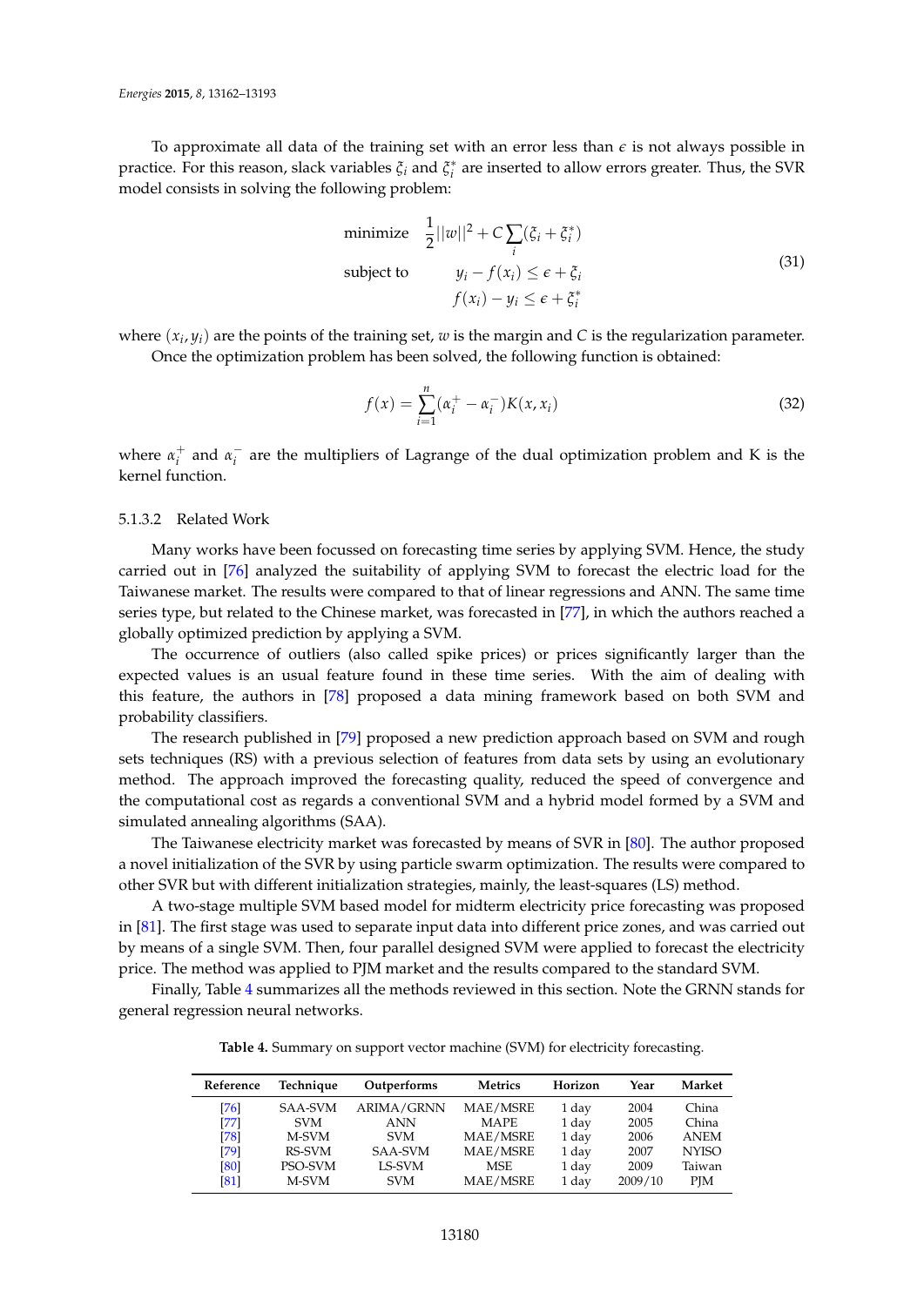To approximate all data of the training set with an error less than $\epsilon$ is not always possible in practice. For this reason, slack variables $\xi_i$ and $\xi_i^*$ are inserted to allow errors greater. Thus, the SVR model consists in solving the following problem:

$$
\begin{aligned}
\text{minimize} \quad & \frac{1}{2}||w||^2 + C\sum_i(\xi_i + \xi_i^*) \\
\text{subject to} \quad & y_i - f(x_i) \leq \epsilon + \xi_i \\
& f(x_i) - y_i \leq \epsilon + \xi_i^*
\end{aligned} \tag{31}
$$

where $(x_i, y_i)$ are the points of the training set, $w$ is the margin and $C$ is the regularization parameter.

Once the optimization problem has been solved, the following function is obtained:

$$
f(x) = \sum_{i=1}^{n}(\alpha_i^+ - \alpha_i^-)K(x, x_i) \tag{32}
$$

where $\alpha_i^+$ and $\alpha_i^-$ are the multipliers of Lagrange of the dual optimization problem and K is the kernel function.

#### 5.1.3.2 Related Work

Many works have been focussed on forecasting time series by applying SVM. Hence, the study carried out in [76] analyzed the suitability of applying SVM to forecast the electric load for the Taiwanese market. The results were compared to that of linear regressions and ANN. The same time series type, but related to the Chinese market, was forecasted in [77], in which the authors reached a globally optimized prediction by applying a SVM.

The occurrence of outliers (also called spike prices) or prices significantly larger than the expected values is an usual feature found in these time series. With the aim of dealing with this feature, the authors in [78] proposed a data mining framework based on both SVM and probability classifiers.

The research published in [79] proposed a new prediction approach based on SVM and rough sets techniques (RS) with a previous selection of features from data sets by using an evolutionary method. The approach improved the forecasting quality, reduced the speed of convergence and the computational cost as regards a conventional SVM and a hybrid model formed by a SVM and simulated annealing algorithms (SAA).

The Taiwanese electricity market was forecasted by means of SVR in [80]. The author proposed a novel initialization of the SVR by using particle swarm optimization. The results were compared to other SVR but with different initialization strategies, mainly, the least-squares (LS) method.

A two-stage multiple SVM based model for midterm electricity price forecasting was proposed in [81]. The first stage was used to separate input data into different price zones, and was carried out by means of a single SVM. Then, four parallel designed SVM were applied to forecast the electricity price. The method was applied to PJM market and the results compared to the standard SVM.

Finally, Table 4 summarizes all the methods reviewed in this section. Note the GRNN stands for general regression neural networks.

**Table 4.** Summary on support vector machine (SVM) for electricity forecasting.

| Reference | Technique | Outperforms | Metrics | Horizon | Year | Market |
|---|---|---|---|---|---|---|
| [76] | SAA-SVM | ARIMA/GRNN | MAE/MSRE | 1 day | 2004 | China |
| [77] | SVM | ANN | MAPE | 1 day | 2005 | China |
| [78] | M-SVM | SVM | MAE/MSRE | 1 day | 2006 | ANEM |
| [79] | RS-SVM | SAA-SVM | MAE/MSRE | 1 day | 2007 | NYISO |
| [80] | PSO-SVM | LS-SVM | MSE | 1 day | 2009 | Taiwan |
| [81] | M-SVM | SVM | MAE/MSRE | 1 day | 2009/10 | PJM |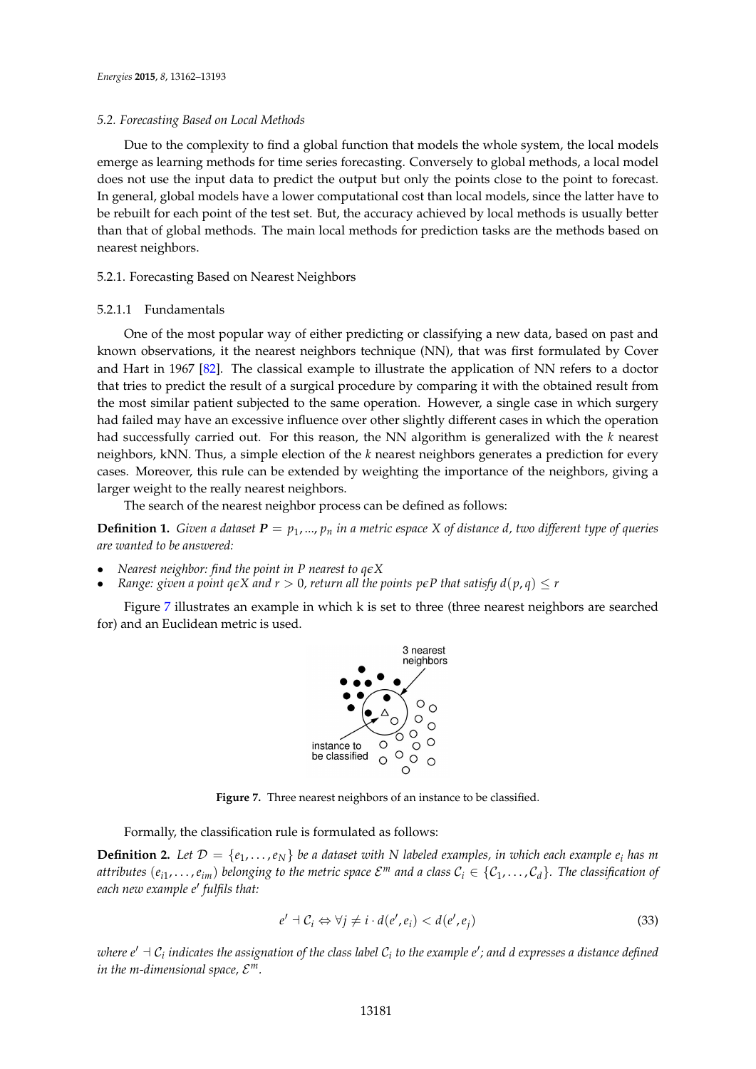### 5.2. Forecasting Based on Local Methods

Due to the complexity to find a global function that models the whole system, the local models emerge as learning methods for time series forecasting. Conversely to global methods, a local model does not use the input data to predict the output but only the points close to the point to forecast. In general, global models have a lower computational cost than local models, since the latter have to be rebuilt for each point of the test set. But, the accuracy achieved by local methods is usually better than that of global methods. The main local methods for prediction tasks are the methods based on nearest neighbors.

#### 5.2.1. Forecasting Based on Nearest Neighbors

##### 5.2.1.1 Fundamentals

One of the most popular way of either predicting or classifying a new data, based on past and known observations, it the nearest neighbors technique (NN), that was first formulated by Cover and Hart in 1967 [82]. The classical example to illustrate the application of NN refers to a doctor that tries to predict the result of a surgical procedure by comparing it with the obtained result from the most similar patient subjected to the same operation. However, a single case in which surgery had failed may have an excessive influence over other slightly different cases in which the operation had successfully carried out. For this reason, the NN algorithm is generalized with the $k$ nearest neighbors, kNN. Thus, a simple election of the $k$ nearest neighbors generates a prediction for every cases. Moreover, this rule can be extended by weighting the importance of the neighbors, giving a larger weight to the really nearest neighbors.

The search of the nearest neighbor process can be defined as follows:

**Definition 1.** *Given a dataset* $\boldsymbol{P} = p_1, ..., p_n$ *in a metric espace* $X$ *of distance* $d$*, two different type of queries are wanted to be answered:*

- *Nearest neighbor: find the point in* $P$ *nearest to* $q \epsilon X$
- *Range: given a point* $q \epsilon X$ *and* $r > 0$*, return all the points* $p \epsilon P$ *that satisfy* $d(p, q) \leq r$

Figure 7 illustrates an example in which k is set to three (three nearest neighbors are searched for) and an Euclidean metric is used.

**Figure 7.** Three nearest neighbors of an instance to be classified.

Formally, the classification rule is formulated as follows:

**Definition 2.** *Let* $\mathcal{D} = \{e_1, \ldots, e_N\}$ *be a dataset with* $N$ *labeled examples, in which each example* $e_i$ *has* $m$ *attributes* $(e_{i1}, \ldots, e_{im})$ *belonging to the metric space* $\mathcal{E}^m$ *and a class* $\mathcal{C}_i \in \{\mathcal{C}_1, \ldots, \mathcal{C}_d\}$*. The classification of each new example* $e'$ *fulfils that:*

$$e' \dashv \mathcal{C}_i \Leftrightarrow \forall j \neq i \cdot d(e', e_i) < d(e', e_j) \tag{33}$$

*where* $e' \dashv \mathcal{C}_i$ *indicates the assignation of the class label* $\mathcal{C}_i$ *to the example* $e'$*; and* $d$ *expresses a distance defined in the m-dimensional space,* $\mathcal{E}^m$*.*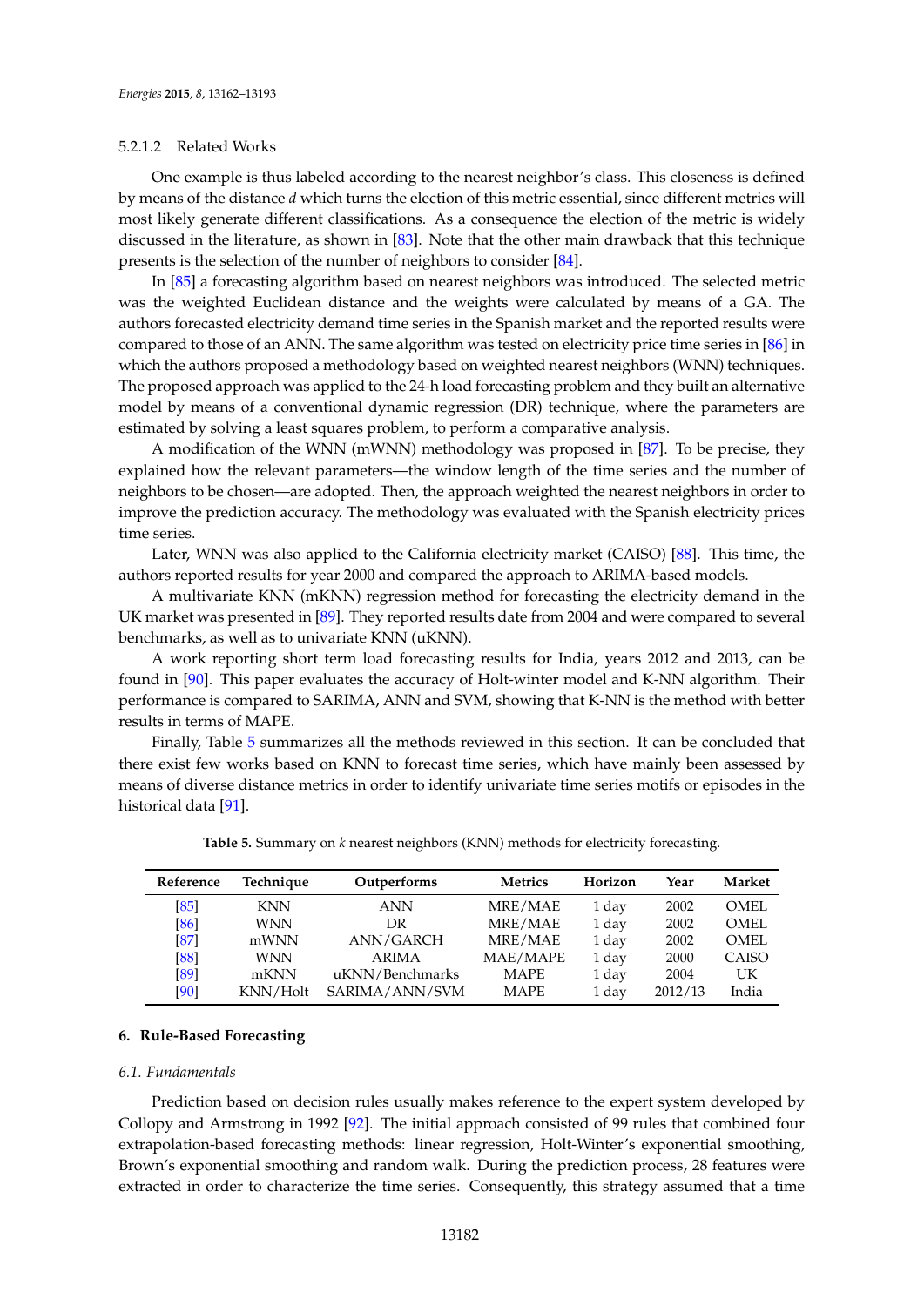#### 5.2.1.2 Related Works

One example is thus labeled according to the nearest neighbor's class. This closeness is defined by means of the distance $d$ which turns the election of this metric essential, since different metrics will most likely generate different classifications. As a consequence the election of the metric is widely discussed in the literature, as shown in [83]. Note that the other main drawback that this technique presents is the selection of the number of neighbors to consider [84].

In [85] a forecasting algorithm based on nearest neighbors was introduced. The selected metric was the weighted Euclidean distance and the weights were calculated by means of a GA. The authors forecasted electricity demand time series in the Spanish market and the reported results were compared to those of an ANN. The same algorithm was tested on electricity price time series in [86] in which the authors proposed a methodology based on weighted nearest neighbors (WNN) techniques. The proposed approach was applied to the 24-h load forecasting problem and they built an alternative model by means of a conventional dynamic regression (DR) technique, where the parameters are estimated by solving a least squares problem, to perform a comparative analysis.

A modification of the WNN (mWNN) methodology was proposed in [87]. To be precise, they explained how the relevant parameters—the window length of the time series and the number of neighbors to be chosen—are adopted. Then, the approach weighted the nearest neighbors in order to improve the prediction accuracy. The methodology was evaluated with the Spanish electricity prices time series.

Later, WNN was also applied to the California electricity market (CAISO) [88]. This time, the authors reported results for year 2000 and compared the approach to ARIMA-based models.

A multivariate KNN (mKNN) regression method for forecasting the electricity demand in the UK market was presented in [89]. They reported results date from 2004 and were compared to several benchmarks, as well as to univariate KNN (uKNN).

A work reporting short term load forecasting results for India, years 2012 and 2013, can be found in [90]. This paper evaluates the accuracy of Holt-winter model and K-NN algorithm. Their performance is compared to SARIMA, ANN and SVM, showing that K-NN is the method with better results in terms of MAPE.

Finally, Table 5 summarizes all the methods reviewed in this section. It can be concluded that there exist few works based on KNN to forecast time series, which have mainly been assessed by means of diverse distance metrics in order to identify univariate time series motifs or episodes in the historical data [91].

**Table 5.** Summary on $k$ nearest neighbors (KNN) methods for electricity forecasting.

| Reference | Technique | Outperforms | Metrics | Horizon | Year | Market |
|---|---|---|---|---|---|---|
| [85] | KNN | ANN | MRE/MAE | 1 day | 2002 | OMEL |
| [86] | WNN | DR | MRE/MAE | 1 day | 2002 | OMEL |
| [87] | mWNN | ANN/GARCH | MRE/MAE | 1 day | 2002 | OMEL |
| [88] | WNN | ARIMA | MAE/MAPE | 1 day | 2000 | CAISO |
| [89] | mKNN | uKNN/Benchmarks | MAPE | 1 day | 2004 | UK |
| [90] | KNN/Holt | SARIMA/ANN/SVM | MAPE | 1 day | 2012/13 | India |

## 6. Rule-Based Forecasting

### 6.1. Fundamentals

Prediction based on decision rules usually makes reference to the expert system developed by Collopy and Armstrong in 1992 [92]. The initial approach consisted of 99 rules that combined four extrapolation-based forecasting methods: linear regression, Holt-Winter's exponential smoothing, Brown's exponential smoothing and random walk. During the prediction process, 28 features were extracted in order to characterize the time series. Consequently, this strategy assumed that a time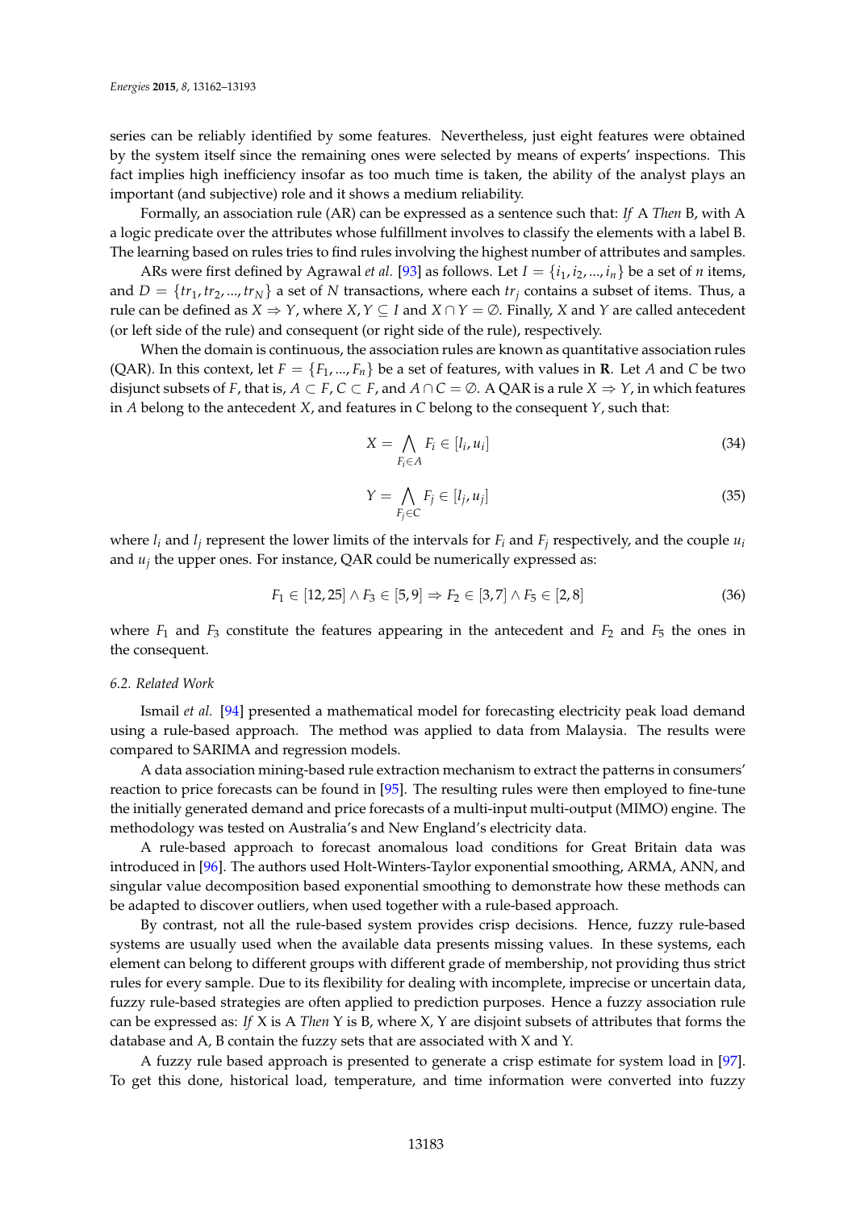series can be reliably identified by some features. Nevertheless, just eight features were obtained by the system itself since the remaining ones were selected by means of experts' inspections. This fact implies high inefficiency insofar as too much time is taken, the ability of the analyst plays an important (and subjective) role and it shows a medium reliability.

Formally, an association rule (AR) can be expressed as a sentence such that: *If* A *Then* B, with A a logic predicate over the attributes whose fulfillment involves to classify the elements with a label B. The learning based on rules tries to find rules involving the highest number of attributes and samples.

ARs were first defined by Agrawal *et al.* [93] as follows. Let $I = \{i_1, i_2, ..., i_n\}$ be a set of $n$ items, and $D = \{tr_1, tr_2, ..., tr_N\}$ a set of $N$ transactions, where each $tr_j$ contains a subset of items. Thus, a rule can be defined as $X \Rightarrow Y$, where $X, Y \subseteq I$ and $X \cap Y = \emptyset$. Finally, $X$ and $Y$ are called antecedent (or left side of the rule) and consequent (or right side of the rule), respectively.

When the domain is continuous, the association rules are known as quantitative association rules (QAR). In this context, let $F = \{F_1, ..., F_n\}$ be a set of features, with values in $\mathbf{R}$. Let $A$ and $C$ be two disjunct subsets of $F$, that is, $A \subset F, C \subset F$, and $A \cap C = \emptyset$. A QAR is a rule $X \Rightarrow Y$, in which features in $A$ belong to the antecedent $X$, and features in $C$ belong to the consequent $Y$, such that:

$$X = \bigwedge_{F_i \in A} F_i \in [l_i, u_i] \tag{34}$$

$$Y = \bigwedge_{F_j \in C} F_j \in [l_j, u_j] \tag{35}$$

where $l_i$ and $l_j$ represent the lower limits of the intervals for $F_i$ and $F_j$ respectively, and the couple $u_i$ and $u_j$ the upper ones. For instance, QAR could be numerically expressed as:

$$F_1 \in [12, 25] \wedge F_3 \in [5, 9] \Rightarrow F_2 \in [3, 7] \wedge F_5 \in [2, 8] \tag{36}$$

where $F_1$ and $F_3$ constitute the features appearing in the antecedent and $F_2$ and $F_5$ the ones in the consequent.

### 6.2. Related Work

Ismail *et al.* [94] presented a mathematical model for forecasting electricity peak load demand using a rule-based approach. The method was applied to data from Malaysia. The results were compared to SARIMA and regression models.

A data association mining-based rule extraction mechanism to extract the patterns in consumers' reaction to price forecasts can be found in [95]. The resulting rules were then employed to fine-tune the initially generated demand and price forecasts of a multi-input multi-output (MIMO) engine. The methodology was tested on Australia's and New England's electricity data.

A rule-based approach to forecast anomalous load conditions for Great Britain data was introduced in [96]. The authors used Holt-Winters-Taylor exponential smoothing, ARMA, ANN, and singular value decomposition based exponential smoothing to demonstrate how these methods can be adapted to discover outliers, when used together with a rule-based approach.

By contrast, not all the rule-based system provides crisp decisions. Hence, fuzzy rule-based systems are usually used when the available data presents missing values. In these systems, each element can belong to different groups with different grade of membership, not providing thus strict rules for every sample. Due to its flexibility for dealing with incomplete, imprecise or uncertain data, fuzzy rule-based strategies are often applied to prediction purposes. Hence a fuzzy association rule can be expressed as: *If* X is A *Then* Y is B, where X, Y are disjoint subsets of attributes that forms the database and A, B contain the fuzzy sets that are associated with X and Y.

A fuzzy rule based approach is presented to generate a crisp estimate for system load in [97]. To get this done, historical load, temperature, and time information were converted into fuzzy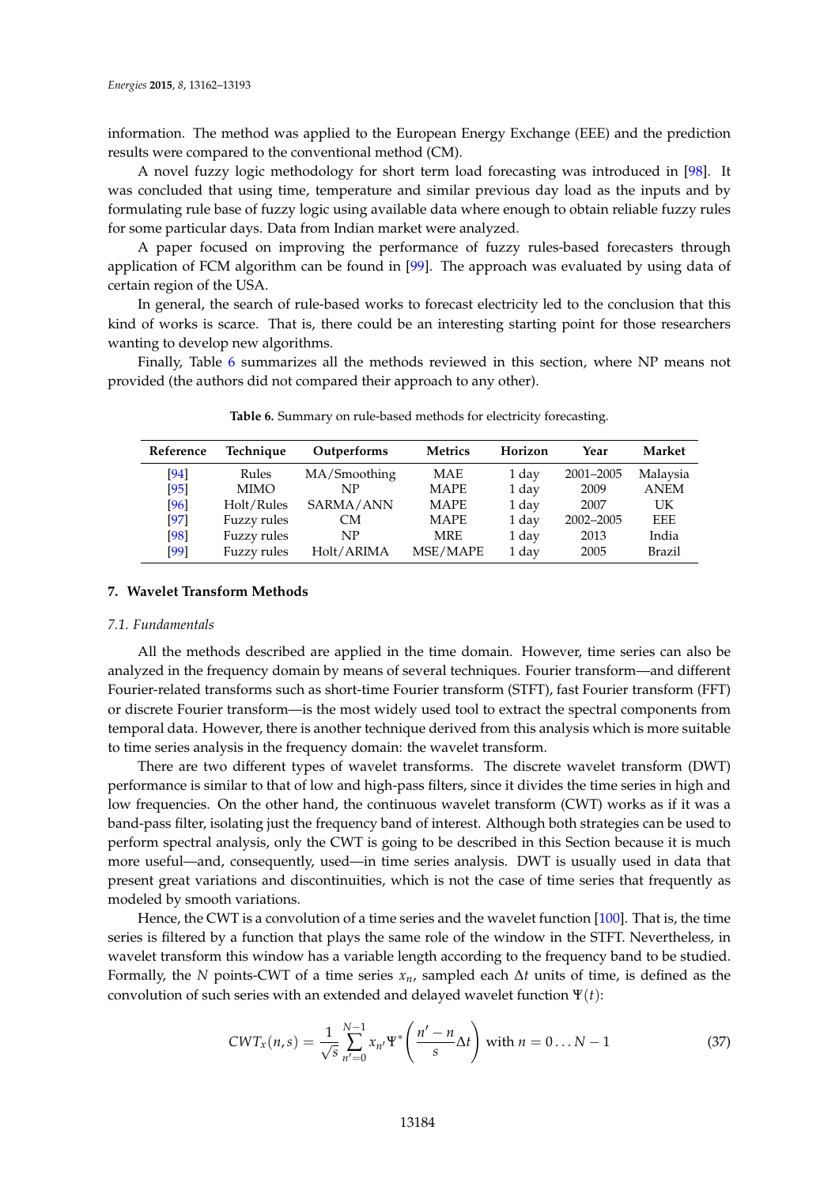information. The method was applied to the European Energy Exchange (EEE) and the prediction results were compared to the conventional method (CM).

A novel fuzzy logic methodology for short term load forecasting was introduced in [98]. It was concluded that using time, temperature and similar previous day load as the inputs and by formulating rule base of fuzzy logic using available data where enough to obtain reliable fuzzy rules for some particular days. Data from Indian market were analyzed.

A paper focused on improving the performance of fuzzy rules-based forecasters through application of FCM algorithm can be found in [99]. The approach was evaluated by using data of certain region of the USA.

In general, the search of rule-based works to forecast electricity led to the conclusion that this kind of works is scarce. That is, there could be an interesting starting point for those researchers wanting to develop new algorithms.

Finally, Table 6 summarizes all the methods reviewed in this section, where NP means not provided (the authors did not compared their approach to any other).

**Table 6.** Summary on rule-based methods for electricity forecasting.

| Reference | Technique | Outperforms | Metrics | Horizon | Year | Market |
|---|---|---|---|---|---|---|
| [94] | Rules | MA/Smoothing | MAE | 1 day | 2001–2005 | Malaysia |
| [95] | MIMO | NP | MAPE | 1 day | 2009 | ANEM |
| [96] | Holt/Rules | SARMA/ANN | MAPE | 1 day | 2007 | UK |
| [97] | Fuzzy rules | CM | MAPE | 1 day | 2002–2005 | EEE |
| [98] | Fuzzy rules | NP | MRE | 1 day | 2013 | India |
| [99] | Fuzzy rules | Holt/ARIMA | MSE/MAPE | 1 day | 2005 | Brazil |

## 7. Wavelet Transform Methods

### *7.1. Fundamentals*

All the methods described are applied in the time domain. However, time series can also be analyzed in the frequency domain by means of several techniques. Fourier transform—and different Fourier-related transforms such as short-time Fourier transform (STFT), fast Fourier transform (FFT) or discrete Fourier transform—is the most widely used tool to extract the spectral components from temporal data. However, there is another technique derived from this analysis which is more suitable to time series analysis in the frequency domain: the wavelet transform.

There are two different types of wavelet transforms. The discrete wavelet transform (DWT) performance is similar to that of low and high-pass filters, since it divides the time series in high and low frequencies. On the other hand, the continuous wavelet transform (CWT) works as if it was a band-pass filter, isolating just the frequency band of interest. Although both strategies can be used to perform spectral analysis, only the CWT is going to be described in this Section because it is much more useful—and, consequently, used—in time series analysis. DWT is usually used in data that present great variations and discontinuities, which is not the case of time series that frequently as modeled by smooth variations.

Hence, the CWT is a convolution of a time series and the wavelet function [100]. That is, the time series is filtered by a function that plays the same role of the window in the STFT. Nevertheless, in wavelet transform this window has a variable length according to the frequency band to be studied. Formally, the $N$ points-CWT of a time series $x_n$, sampled each $\Delta t$ units of time, is defined as the convolution of such series with an extended and delayed wavelet function $\Psi(t)$:

$$CWT_x(n,s) = \frac{1}{\sqrt{s}} \sum_{n'=0}^{N-1} x_{n'} \Psi^* \left( \frac{n'-n}{s} \Delta t \right) \text{ with } n = 0 \ldots N-1 \tag{37}$$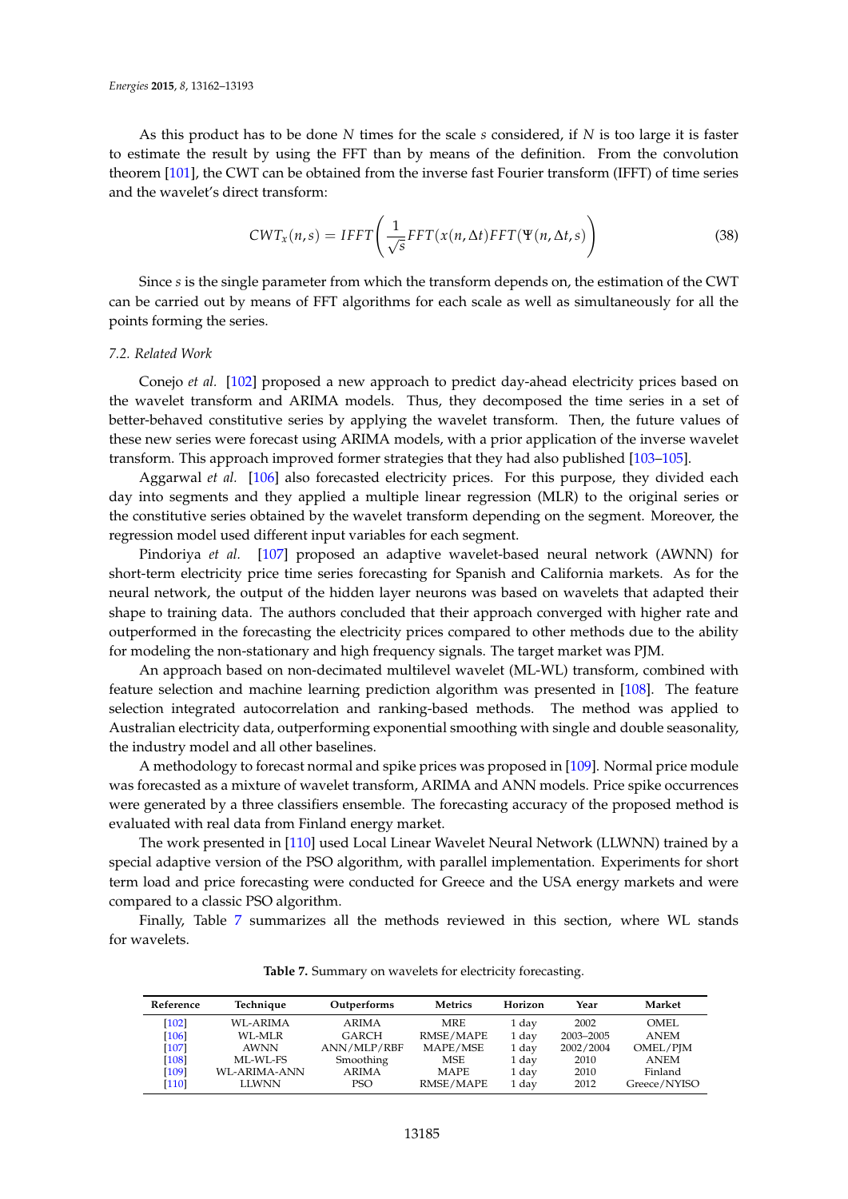As this product has to be done $N$ times for the scale $s$ considered, if $N$ is too large it is faster to estimate the result by using the FFT than by means of the definition. From the convolution theorem [101], the CWT can be obtained from the inverse fast Fourier transform (IFFT) of time series and the wavelet's direct transform:

$$CWT_x(n,s) = IFFT\left(\frac{1}{\sqrt{s}} FFT(x(n,\Delta t) FFT(\Psi(n,\Delta t,s)\right) \tag{38}$$

Since $s$ is the single parameter from which the transform depends on, the estimation of the CWT can be carried out by means of FFT algorithms for each scale as well as simultaneously for all the points forming the series.

### 7.2. Related Work

Conejo *et al.* [102] proposed a new approach to predict day-ahead electricity prices based on the wavelet transform and ARIMA models. Thus, they decomposed the time series in a set of better-behaved constitutive series by applying the wavelet transform. Then, the future values of these new series were forecast using ARIMA models, with a prior application of the inverse wavelet transform. This approach improved former strategies that they had also published [103–105].

Aggarwal *et al.* [106] also forecasted electricity prices. For this purpose, they divided each day into segments and they applied a multiple linear regression (MLR) to the original series or the constitutive series obtained by the wavelet transform depending on the segment. Moreover, the regression model used different input variables for each segment.

Pindoriya *et al.* [107] proposed an adaptive wavelet-based neural network (AWNN) for short-term electricity price time series forecasting for Spanish and California markets. As for the neural network, the output of the hidden layer neurons was based on wavelets that adapted their shape to training data. The authors concluded that their approach converged with higher rate and outperformed in the forecasting the electricity prices compared to other methods due to the ability for modeling the non-stationary and high frequency signals. The target market was PJM.

An approach based on non-decimated multilevel wavelet (ML-WL) transform, combined with feature selection and machine learning prediction algorithm was presented in [108]. The feature selection integrated autocorrelation and ranking-based methods. The method was applied to Australian electricity data, outperforming exponential smoothing with single and double seasonality, the industry model and all other baselines.

A methodology to forecast normal and spike prices was proposed in [109]. Normal price module was forecasted as a mixture of wavelet transform, ARIMA and ANN models. Price spike occurrences were generated by a three classifiers ensemble. The forecasting accuracy of the proposed method is evaluated with real data from Finland energy market.

The work presented in [110] used Local Linear Wavelet Neural Network (LLWNN) trained by a special adaptive version of the PSO algorithm, with parallel implementation. Experiments for short term load and price forecasting were conducted for Greece and the USA energy markets and were compared to a classic PSO algorithm.

Finally, Table 7 summarizes all the methods reviewed in this section, where WL stands for wavelets.

**Table 7.** Summary on wavelets for electricity forecasting.

| Reference | Technique | Outperforms | Metrics | Horizon | Year | Market |
|---|---|---|---|---|---|---|
| [102] | WL-ARIMA | ARIMA | MRE | 1 day | 2002 | OMEL |
| [106] | WL-MLR | GARCH | RMSE/MAPE | 1 day | 2003–2005 | ANEM |
| [107] | AWNN | ANN/MLP/RBF | MAPE/MSE | 1 day | 2002/2004 | OMEL/PJM |
| [108] | ML-WL-FS | Smoothing | MSE | 1 day | 2010 | ANEM |
| [109] | WL-ARIMA-ANN | ARIMA | MAPE | 1 day | 2010 | Finland |
| [110] | LLWNN | PSO | RMSE/MAPE | 1 day | 2012 | Greece/NYISO |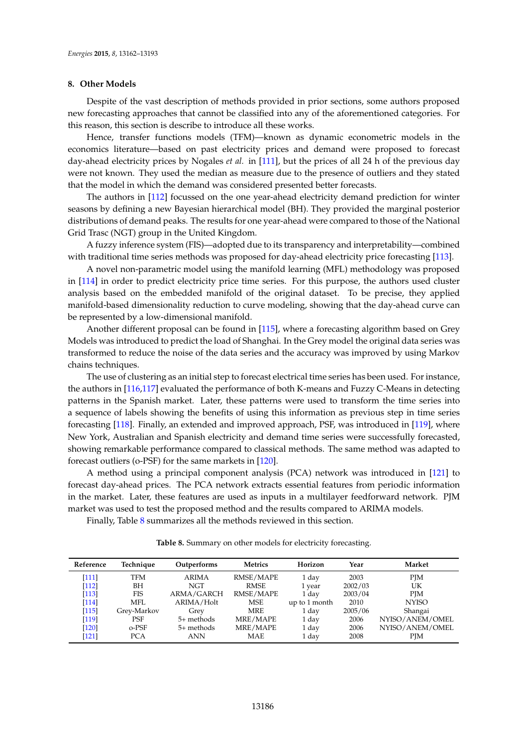## 8. Other Models

Despite of the vast description of methods provided in prior sections, some authors proposed new forecasting approaches that cannot be classified into any of the aforementioned categories. For this reason, this section is describe to introduce all these works.

Hence, transfer functions models (TFM)—known as dynamic econometric models in the economics literature—based on past electricity prices and demand were proposed to forecast day-ahead electricity prices by Nogales *et al.* in [111], but the prices of all 24 h of the previous day were not known. They used the median as measure due to the presence of outliers and they stated that the model in which the demand was considered presented better forecasts.

The authors in [112] focussed on the one year-ahead electricity demand prediction for winter seasons by defining a new Bayesian hierarchical model (BH). They provided the marginal posterior distributions of demand peaks. The results for one year-ahead were compared to those of the National Grid Trasc (NGT) group in the United Kingdom.

A fuzzy inference system (FIS)—adopted due to its transparency and interpretability—combined with traditional time series methods was proposed for day-ahead electricity price forecasting [113].

A novel non-parametric model using the manifold learning (MFL) methodology was proposed in [114] in order to predict electricity price time series. For this purpose, the authors used cluster analysis based on the embedded manifold of the original dataset. To be precise, they applied manifold-based dimensionality reduction to curve modeling, showing that the day-ahead curve can be represented by a low-dimensional manifold.

Another different proposal can be found in [115], where a forecasting algorithm based on Grey Models was introduced to predict the load of Shanghai. In the Grey model the original data series was transformed to reduce the noise of the data series and the accuracy was improved by using Markov chains techniques.

The use of clustering as an initial step to forecast electrical time series has been used. For instance, the authors in [116,117] evaluated the performance of both K-means and Fuzzy C-Means in detecting patterns in the Spanish market. Later, these patterns were used to transform the time series into a sequence of labels showing the benefits of using this information as previous step in time series forecasting [118]. Finally, an extended and improved approach, PSF, was introduced in [119], where New York, Australian and Spanish electricity and demand time series were successfully forecasted, showing remarkable performance compared to classical methods. The same method was adapted to forecast outliers (o-PSF) for the same markets in [120].

A method using a principal component analysis (PCA) network was introduced in [121] to forecast day-ahead prices. The PCA network extracts essential features from periodic information in the market. Later, these features are used as inputs in a multilayer feedforward network. PJM market was used to test the proposed method and the results compared to ARIMA models.

Finally, Table 8 summarizes all the methods reviewed in this section.

**Table 8.** Summary on other models for electricity forecasting.

| Reference | Technique | Outperforms | Metrics | Horizon | Year | Market |
|---|---|---|---|---|---|---|
| [111] | TFM | ARIMA | RMSE/MAPE | 1 day | 2003 | PJM |
| [112] | BH | NGT | RMSE | 1 year | 2002/03 | UK |
| [113] | FIS | ARMA/GARCH | RMSE/MAPE | 1 day | 2003/04 | PJM |
| [114] | MFL | ARIMA/Holt | MSE | up to 1 month | 2010 | NYISO |
| [115] | Grey-Markov | Grey | MRE | 1 day | 2005/06 | Shangai |
| [119] | PSF | 5+ methods | MRE/MAPE | 1 day | 2006 | NYISO/ANEM/OMEL |
| [120] | o-PSF | 5+ methods | MRE/MAPE | 1 day | 2006 | NYISO/ANEM/OMEL |
| [121] | PCA | ANN | MAE | 1 day | 2008 | PJM |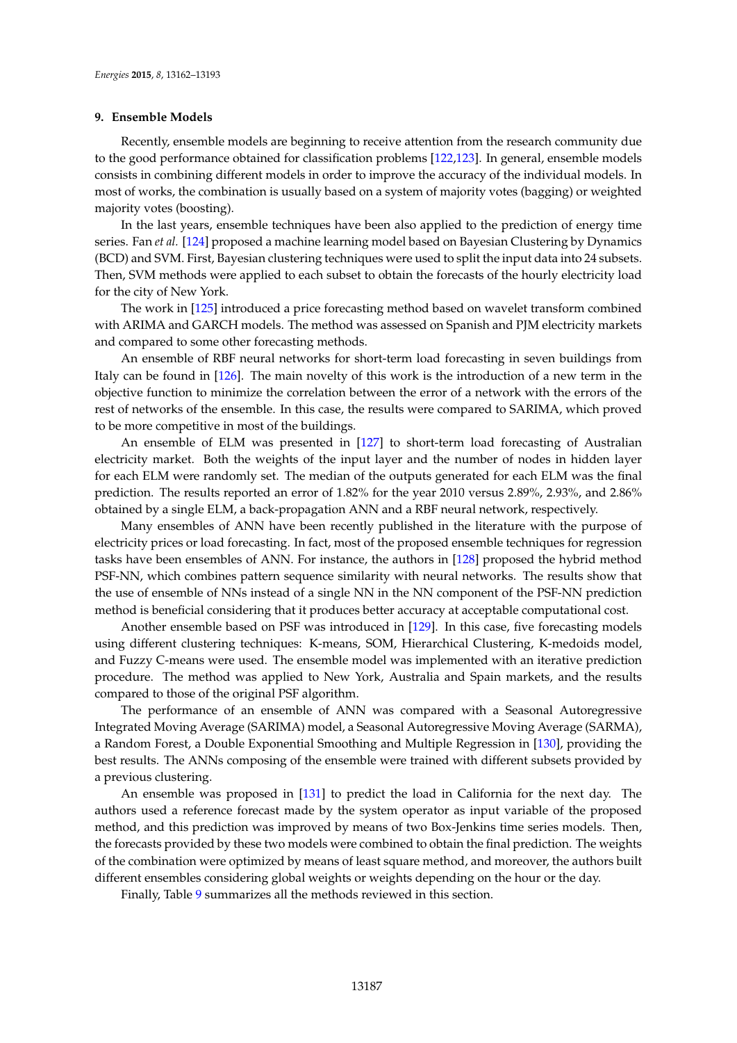## 9. Ensemble Models

Recently, ensemble models are beginning to receive attention from the research community due to the good performance obtained for classification problems [122,123]. In general, ensemble models consists in combining different models in order to improve the accuracy of the individual models. In most of works, the combination is usually based on a system of majority votes (bagging) or weighted majority votes (boosting).

In the last years, ensemble techniques have been also applied to the prediction of energy time series. Fan *et al.* [124] proposed a machine learning model based on Bayesian Clustering by Dynamics (BCD) and SVM. First, Bayesian clustering techniques were used to split the input data into 24 subsets. Then, SVM methods were applied to each subset to obtain the forecasts of the hourly electricity load for the city of New York.

The work in [125] introduced a price forecasting method based on wavelet transform combined with ARIMA and GARCH models. The method was assessed on Spanish and PJM electricity markets and compared to some other forecasting methods.

An ensemble of RBF neural networks for short-term load forecasting in seven buildings from Italy can be found in [126]. The main novelty of this work is the introduction of a new term in the objective function to minimize the correlation between the error of a network with the errors of the rest of networks of the ensemble. In this case, the results were compared to SARIMA, which proved to be more competitive in most of the buildings.

An ensemble of ELM was presented in [127] to short-term load forecasting of Australian electricity market. Both the weights of the input layer and the number of nodes in hidden layer for each ELM were randomly set. The median of the outputs generated for each ELM was the final prediction. The results reported an error of 1.82% for the year 2010 versus 2.89%, 2.93%, and 2.86% obtained by a single ELM, a back-propagation ANN and a RBF neural network, respectively.

Many ensembles of ANN have been recently published in the literature with the purpose of electricity prices or load forecasting. In fact, most of the proposed ensemble techniques for regression tasks have been ensembles of ANN. For instance, the authors in [128] proposed the hybrid method PSF-NN, which combines pattern sequence similarity with neural networks. The results show that the use of ensemble of NNs instead of a single NN in the NN component of the PSF-NN prediction method is beneficial considering that it produces better accuracy at acceptable computational cost.

Another ensemble based on PSF was introduced in [129]. In this case, five forecasting models using different clustering techniques: K-means, SOM, Hierarchical Clustering, K-medoids model, and Fuzzy C-means were used. The ensemble model was implemented with an iterative prediction procedure. The method was applied to New York, Australia and Spain markets, and the results compared to those of the original PSF algorithm.

The performance of an ensemble of ANN was compared with a Seasonal Autoregressive Integrated Moving Average (SARIMA) model, a Seasonal Autoregressive Moving Average (SARMA), a Random Forest, a Double Exponential Smoothing and Multiple Regression in [130], providing the best results. The ANNs composing of the ensemble were trained with different subsets provided by a previous clustering.

An ensemble was proposed in [131] to predict the load in California for the next day. The authors used a reference forecast made by the system operator as input variable of the proposed method, and this prediction was improved by means of two Box-Jenkins time series models. Then, the forecasts provided by these two models were combined to obtain the final prediction. The weights of the combination were optimized by means of least square method, and moreover, the authors built different ensembles considering global weights or weights depending on the hour or the day.

Finally, Table 9 summarizes all the methods reviewed in this section.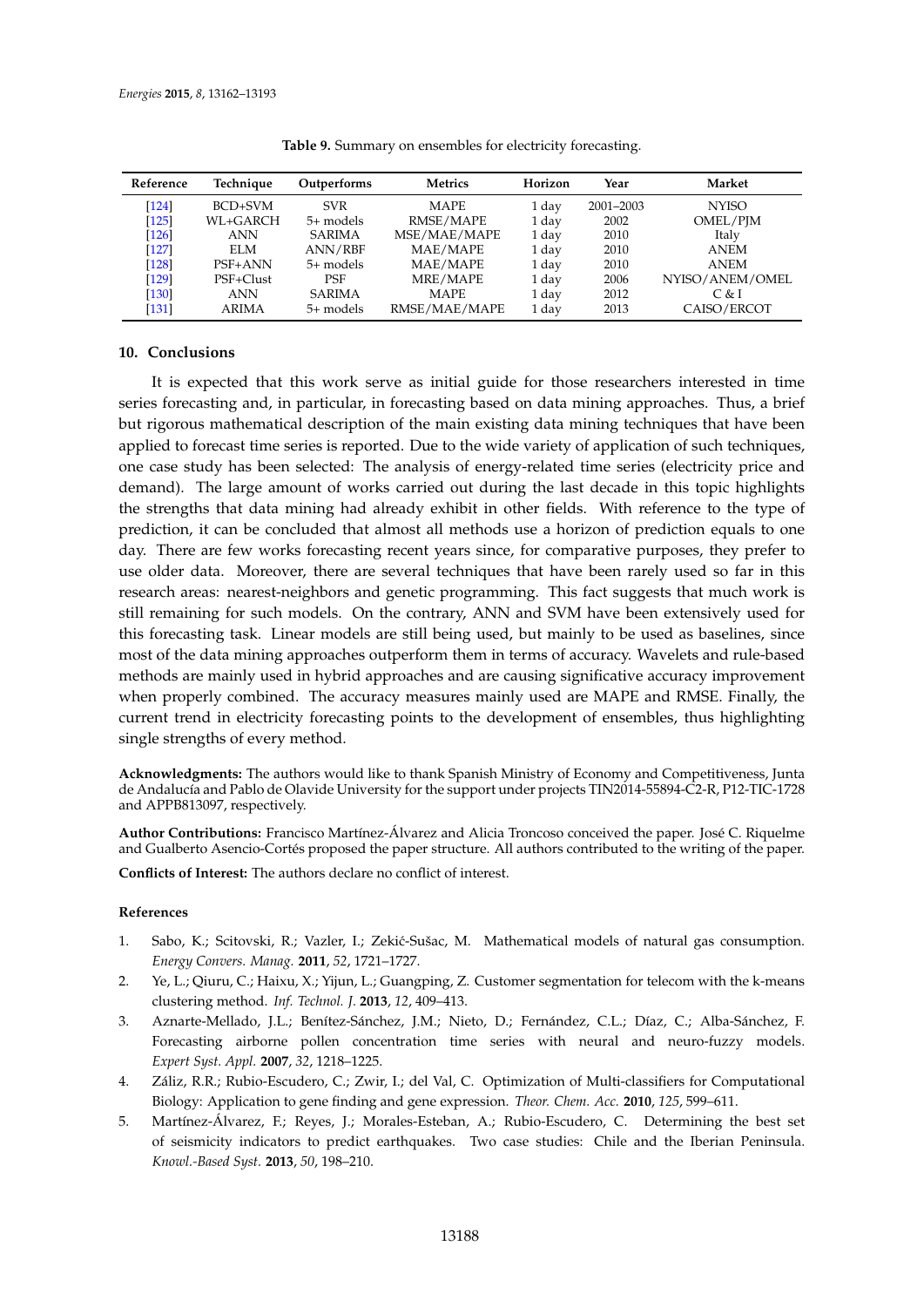**Table 9.** Summary on ensembles for electricity forecasting.

| Reference | Technique | Outperforms | Metrics | Horizon | Year | Market |
|---|---|---|---|---|---|---|
| [124] | BCD+SVM | SVR | MAPE | 1 day | 2001–2003 | NYISO |
| [125] | WL+GARCH | 5+ models | RMSE/MAPE | 1 day | 2002 | OMEL/PJM |
| [126] | ANN | SARIMA | MSE/MAE/MAPE | 1 day | 2010 | Italy |
| [127] | ELM | ANN/RBF | MAE/MAPE | 1 day | 2010 | ANEM |
| [128] | PSF+ANN | 5+ models | MAE/MAPE | 1 day | 2010 | ANEM |
| [129] | PSF+Clust | PSF | MRE/MAPE | 1 day | 2006 | NYISO/ANEM/OMEL |
| [130] | ANN | SARIMA | MAPE | 1 day | 2012 | C & I |
| [131] | ARIMA | 5+ models | RMSE/MAE/MAPE | 1 day | 2013 | CAISO/ERCOT |

## 10. Conclusions

It is expected that this work serve as initial guide for those researchers interested in time series forecasting and, in particular, in forecasting based on data mining approaches. Thus, a brief but rigorous mathematical description of the main existing data mining techniques that have been applied to forecast time series is reported. Due to the wide variety of application of such techniques, one case study has been selected: The analysis of energy-related time series (electricity price and demand). The large amount of works carried out during the last decade in this topic highlights the strengths that data mining had already exhibit in other fields. With reference to the type of prediction, it can be concluded that almost all methods use a horizon of prediction equals to one day. There are few works forecasting recent years since, for comparative purposes, they prefer to use older data. Moreover, there are several techniques that have been rarely used so far in this research areas: nearest-neighbors and genetic programming. This fact suggests that much work is still remaining for such models. On the contrary, ANN and SVM have been extensively used for this forecasting task. Linear models are still being used, but mainly to be used as baselines, since most of the data mining approaches outperform them in terms of accuracy. Wavelets and rule-based methods are mainly used in hybrid approaches and are causing significative accuracy improvement when properly combined. The accuracy measures mainly used are MAPE and RMSE. Finally, the current trend in electricity forecasting points to the development of ensembles, thus highlighting single strengths of every method.

**Acknowledgments:** The authors would like to thank Spanish Ministry of Economy and Competitiveness, Junta de Andalucía and Pablo de Olavide University for the support under projects TIN2014-55894-C2-R, P12-TIC-1728 and APPB813097, respectively.

**Author Contributions:** Francisco Martínez-Álvarez and Alicia Troncoso conceived the paper. José C. Riquelme and Gualberto Asencio-Cortés proposed the paper structure. All authors contributed to the writing of the paper.

**Conflicts of Interest:** The authors declare no conflict of interest.

### References

1. Sabo, K.; Scitovski, R.; Vazler, I.; Zekić-Sušac, M. Mathematical models of natural gas consumption. *Energy Convers. Manag.* **2011**, *52*, 1721–1727.
2. Ye, L.; Qiuru, C.; Haixu, X.; Yijun, L.; Guangping, Z. Customer segmentation for telecom with the k-means clustering method. *Inf. Technol. J.* **2013**, *12*, 409–413.
3. Aznarte-Mellado, J.L.; Benítez-Sánchez, J.M.; Nieto, D.; Fernández, C.L.; Díaz, C.; Alba-Sánchez, F. Forecasting airborne pollen concentration time series with neural and neuro-fuzzy models. *Expert Syst. Appl.* **2007**, *32*, 1218–1225.
4. Záliz, R.R.; Rubio-Escudero, C.; Zwir, I.; del Val, C. Optimization of Multi-classifiers for Computational Biology: Application to gene finding and gene expression. *Theor. Chem. Acc.* **2010**, *125*, 599–611.
5. Martínez-Álvarez, F.; Reyes, J.; Morales-Esteban, A.; Rubio-Escudero, C. Determining the best set of seismicity indicators to predict earthquakes. Two case studies: Chile and the Iberian Peninsula. *Knowl.-Based Syst.* **2013**, *50*, 198–210.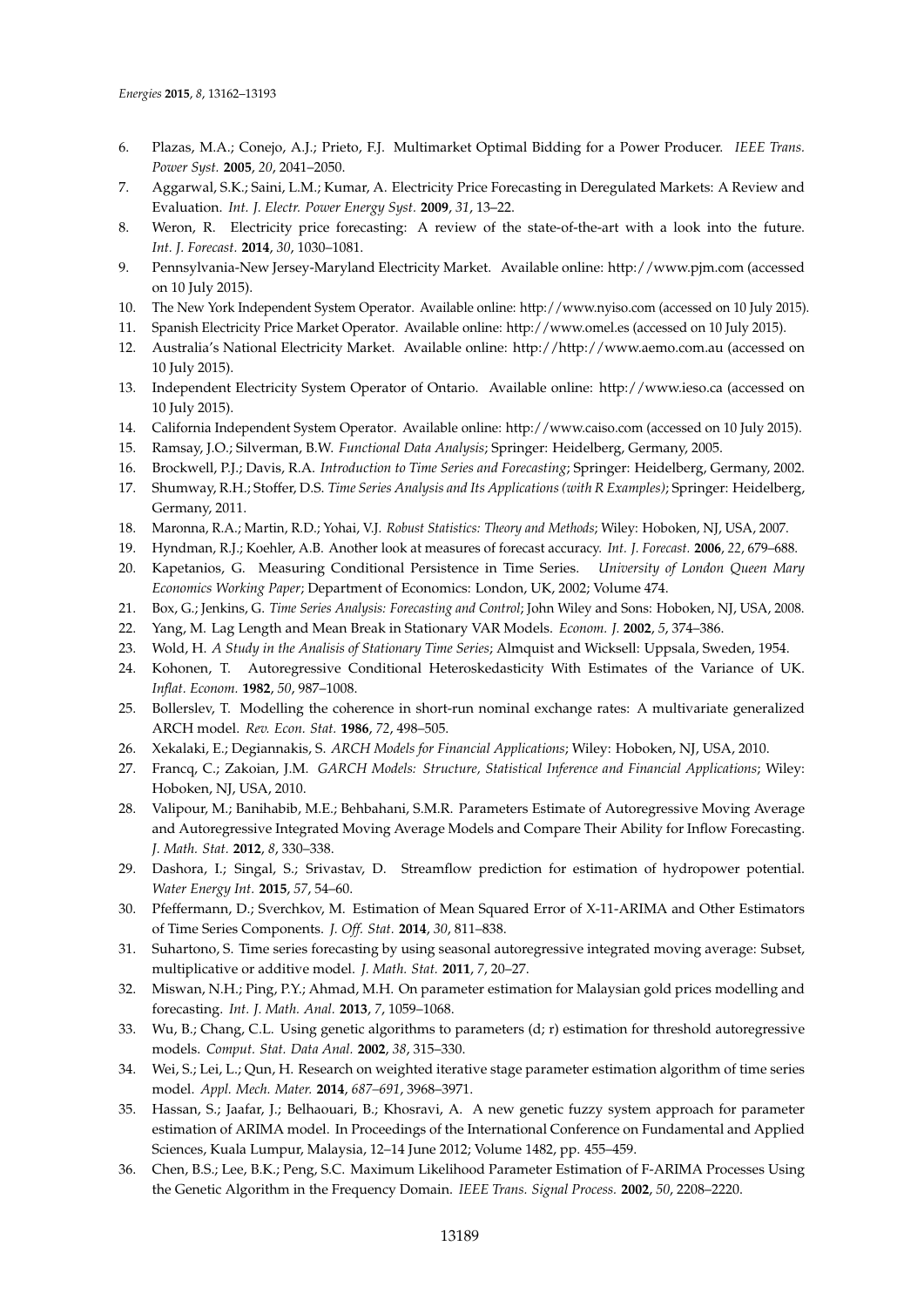6. Plazas, M.A.; Conejo, A.J.; Prieto, F.J. Multimarket Optimal Bidding for a Power Producer. *IEEE Trans. Power Syst.* **2005**, *20*, 2041–2050.
7. Aggarwal, S.K.; Saini, L.M.; Kumar, A. Electricity Price Forecasting in Deregulated Markets: A Review and Evaluation. *Int. J. Electr. Power Energy Syst.* **2009**, *31*, 13–22.
8. Weron, R. Electricity price forecasting: A review of the state-of-the-art with a look into the future. *Int. J. Forecast.* **2014**, *30*, 1030–1081.
9. Pennsylvania-New Jersey-Maryland Electricity Market. Available online: http://www.pjm.com (accessed on 10 July 2015).
10. The New York Independent System Operator. Available online: http://www.nyiso.com (accessed on 10 July 2015).
11. Spanish Electricity Price Market Operator. Available online: http://www.omel.es (accessed on 10 July 2015).
12. Australia's National Electricity Market. Available online: http://http://www.aemo.com.au (accessed on 10 July 2015).
13. Independent Electricity System Operator of Ontario. Available online: http://www.ieso.ca (accessed on 10 July 2015).
14. California Independent System Operator. Available online: http://www.caiso.com (accessed on 10 July 2015).
15. Ramsay, J.O.; Silverman, B.W. *Functional Data Analysis*; Springer: Heidelberg, Germany, 2005.
16. Brockwell, P.J.; Davis, R.A. *Introduction to Time Series and Forecasting*; Springer: Heidelberg, Germany, 2002.
17. Shumway, R.H.; Stoffer, D.S. *Time Series Analysis and Its Applications (with R Examples)*; Springer: Heidelberg, Germany, 2011.
18. Maronna, R.A.; Martin, R.D.; Yohai, V.J. *Robust Statistics: Theory and Methods*; Wiley: Hoboken, NJ, USA, 2007.
19. Hyndman, R.J.; Koehler, A.B. Another look at measures of forecast accuracy. *Int. J. Forecast.* **2006**, *22*, 679–688.
20. Kapetanios, G. Measuring Conditional Persistence in Time Series. *University of London Queen Mary Economics Working Paper*; Department of Economics: London, UK, 2002; Volume 474.
21. Box, G.; Jenkins, G. *Time Series Analysis: Forecasting and Control*; John Wiley and Sons: Hoboken, NJ, USA, 2008.
22. Yang, M. Lag Length and Mean Break in Stationary VAR Models. *Econom. J.* **2002**, *5*, 374–386.
23. Wold, H. *A Study in the Analisis of Stationary Time Series*; Almquist and Wicksell: Uppsala, Sweden, 1954.
24. Kohonen, T. Autoregressive Conditional Heteroskedasticity With Estimates of the Variance of UK. *Inflat. Econom.* **1982**, *50*, 987–1008.
25. Bollerslev, T. Modelling the coherence in short-run nominal exchange rates: A multivariate generalized ARCH model. *Rev. Econ. Stat.* **1986**, *72*, 498–505.
26. Xekalaki, E.; Degiannakis, S. *ARCH Models for Financial Applications*; Wiley: Hoboken, NJ, USA, 2010.
27. Francq, C.; Zakoian, J.M. *GARCH Models: Structure, Statistical Inference and Financial Applications*; Wiley: Hoboken, NJ, USA, 2010.
28. Valipour, M.; Banihabib, M.E.; Behbahani, S.M.R. Parameters Estimate of Autoregressive Moving Average and Autoregressive Integrated Moving Average Models and Compare Their Ability for Inflow Forecasting. *J. Math. Stat.* **2012**, *8*, 330–338.
29. Dashora, I.; Singal, S.; Srivastav, D. Streamflow prediction for estimation of hydropower potential. *Water Energy Int.* **2015**, *57*, 54–60.
30. Pfeffermann, D.; Sverchkov, M. Estimation of Mean Squared Error of X-11-ARIMA and Other Estimators of Time Series Components. *J. Off. Stat.* **2014**, *30*, 811–838.
31. Suhartono, S. Time series forecasting by using seasonal autoregressive integrated moving average: Subset, multiplicative or additive model. *J. Math. Stat.* **2011**, *7*, 20–27.
32. Miswan, N.H.; Ping, P.Y.; Ahmad, M.H. On parameter estimation for Malaysian gold prices modelling and forecasting. *Int. J. Math. Anal.* **2013**, *7*, 1059–1068.
33. Wu, B.; Chang, C.L. Using genetic algorithms to parameters (d; r) estimation for threshold autoregressive models. *Comput. Stat. Data Anal.* **2002**, *38*, 315–330.
34. Wei, S.; Lei, L.; Qun, H. Research on weighted iterative stage parameter estimation algorithm of time series model. *Appl. Mech. Mater.* **2014**, *687–691*, 3968–3971.
35. Hassan, S.; Jaafar, J.; Belhaouari, B.; Khosravi, A. A new genetic fuzzy system approach for parameter estimation of ARIMA model. In Proceedings of the International Conference on Fundamental and Applied Sciences, Kuala Lumpur, Malaysia, 12–14 June 2012; Volume 1482, pp. 455–459.
36. Chen, B.S.; Lee, B.K.; Peng, S.C. Maximum Likelihood Parameter Estimation of F-ARIMA Processes Using the Genetic Algorithm in the Frequency Domain. *IEEE Trans. Signal Process.* **2002**, *50*, 2208–2220.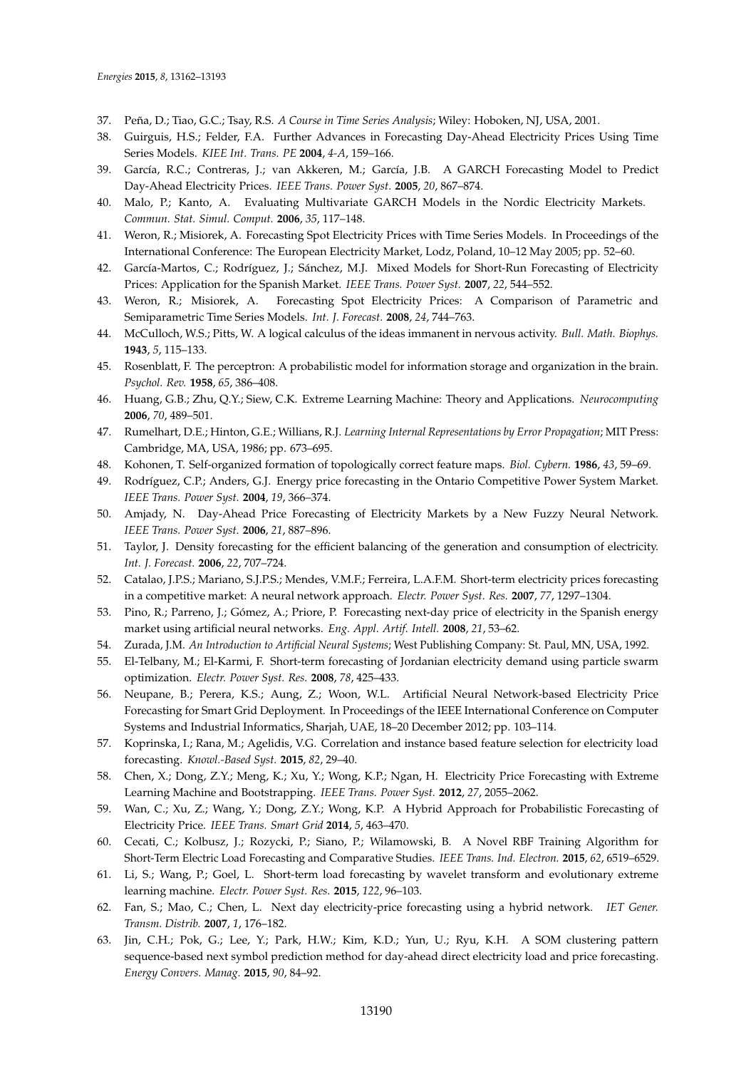37. Peña, D.; Tiao, G.C.; Tsay, R.S. *A Course in Time Series Analysis*; Wiley: Hoboken, NJ, USA, 2001.
38. Guirguis, H.S.; Felder, F.A. Further Advances in Forecasting Day-Ahead Electricity Prices Using Time Series Models. *KIEE Int. Trans. PE* **2004**, *4-A*, 159–166.
39. García, R.C.; Contreras, J.; van Akkeren, M.; García, J.B. A GARCH Forecasting Model to Predict Day-Ahead Electricity Prices. *IEEE Trans. Power Syst.* **2005**, *20*, 867–874.
40. Malo, P.; Kanto, A. Evaluating Multivariate GARCH Models in the Nordic Electricity Markets. *Commun. Stat. Simul. Comput.* **2006**, *35*, 117–148.
41. Weron, R.; Misiorek, A. Forecasting Spot Electricity Prices with Time Series Models. In Proceedings of the International Conference: The European Electricity Market, Lodz, Poland, 10–12 May 2005; pp. 52–60.
42. García-Martos, C.; Rodríguez, J.; Sánchez, M.J. Mixed Models for Short-Run Forecasting of Electricity Prices: Application for the Spanish Market. *IEEE Trans. Power Syst.* **2007**, *22*, 544–552.
43. Weron, R.; Misiorek, A. Forecasting Spot Electricity Prices: A Comparison of Parametric and Semiparametric Time Series Models. *Int. J. Forecast.* **2008**, *24*, 744–763.
44. McCulloch, W.S.; Pitts, W. A logical calculus of the ideas immanent in nervous activity. *Bull. Math. Biophys.* **1943**, *5*, 115–133.
45. Rosenblatt, F. The perceptron: A probabilistic model for information storage and organization in the brain. *Psychol. Rev.* **1958**, *65*, 386–408.
46. Huang, G.B.; Zhu, Q.Y.; Siew, C.K. Extreme Learning Machine: Theory and Applications. *Neurocomputing* **2006**, *70*, 489–501.
47. Rumelhart, D.E.; Hinton, G.E.; Willians, R.J. *Learning Internal Representations by Error Propagation*; MIT Press: Cambridge, MA, USA, 1986; pp. 673–695.
48. Kohonen, T. Self-organized formation of topologically correct feature maps. *Biol. Cybern.* **1986**, *43*, 59–69.
49. Rodríguez, C.P.; Anders, G.J. Energy price forecasting in the Ontario Competitive Power System Market. *IEEE Trans. Power Syst.* **2004**, *19*, 366–374.
50. Amjady, N. Day-Ahead Price Forecasting of Electricity Markets by a New Fuzzy Neural Network. *IEEE Trans. Power Syst.* **2006**, *21*, 887–896.
51. Taylor, J. Density forecasting for the efficient balancing of the generation and consumption of electricity. *Int. J. Forecast.* **2006**, *22*, 707–724.
52. Catalao, J.P.S.; Mariano, S.J.P.S.; Mendes, V.M.F.; Ferreira, L.A.F.M. Short-term electricity prices forecasting in a competitive market: A neural network approach. *Electr. Power Syst. Res.* **2007**, *77*, 1297–1304.
53. Pino, R.; Parreno, J.; Gómez, A.; Priore, P. Forecasting next-day price of electricity in the Spanish energy market using artificial neural networks. *Eng. Appl. Artif. Intell.* **2008**, *21*, 53–62.
54. Zurada, J.M. *An Introduction to Artificial Neural Systems*; West Publishing Company: St. Paul, MN, USA, 1992.
55. El-Telbany, M.; El-Karmi, F. Short-term forecasting of Jordanian electricity demand using particle swarm optimization. *Electr. Power Syst. Res.* **2008**, *78*, 425–433.
56. Neupane, B.; Perera, K.S.; Aung, Z.; Woon, W.L. Artificial Neural Network-based Electricity Price Forecasting for Smart Grid Deployment. In Proceedings of the IEEE International Conference on Computer Systems and Industrial Informatics, Sharjah, UAE, 18–20 December 2012; pp. 103–114.
57. Koprinska, I.; Rana, M.; Agelidis, V.G. Correlation and instance based feature selection for electricity load forecasting. *Knowl.-Based Syst.* **2015**, *82*, 29–40.
58. Chen, X.; Dong, Z.Y.; Meng, K.; Xu, Y.; Wong, K.P.; Ngan, H. Electricity Price Forecasting with Extreme Learning Machine and Bootstrapping. *IEEE Trans. Power Syst.* **2012**, *27*, 2055–2062.
59. Wan, C.; Xu, Z.; Wang, Y.; Dong, Z.Y.; Wong, K.P. A Hybrid Approach for Probabilistic Forecasting of Electricity Price. *IEEE Trans. Smart Grid* **2014**, *5*, 463–470.
60. Cecati, C.; Kolbusz, J.; Rozycki, P.; Siano, P.; Wilamowski, B. A Novel RBF Training Algorithm for Short-Term Electric Load Forecasting and Comparative Studies. *IEEE Trans. Ind. Electron.* **2015**, *62*, 6519–6529.
61. Li, S.; Wang, P.; Goel, L. Short-term load forecasting by wavelet transform and evolutionary extreme learning machine. *Electr. Power Syst. Res.* **2015**, *122*, 96–103.
62. Fan, S.; Mao, C.; Chen, L. Next day electricity-price forecasting using a hybrid network. *IET Gener. Transm. Distrib.* **2007**, *1*, 176–182.
63. Jin, C.H.; Pok, G.; Lee, Y.; Park, H.W.; Kim, K.D.; Yun, U.; Ryu, K.H. A SOM clustering pattern sequence-based next symbol prediction method for day-ahead direct electricity load and price forecasting. *Energy Convers. Manag.* **2015**, *90*, 84–92.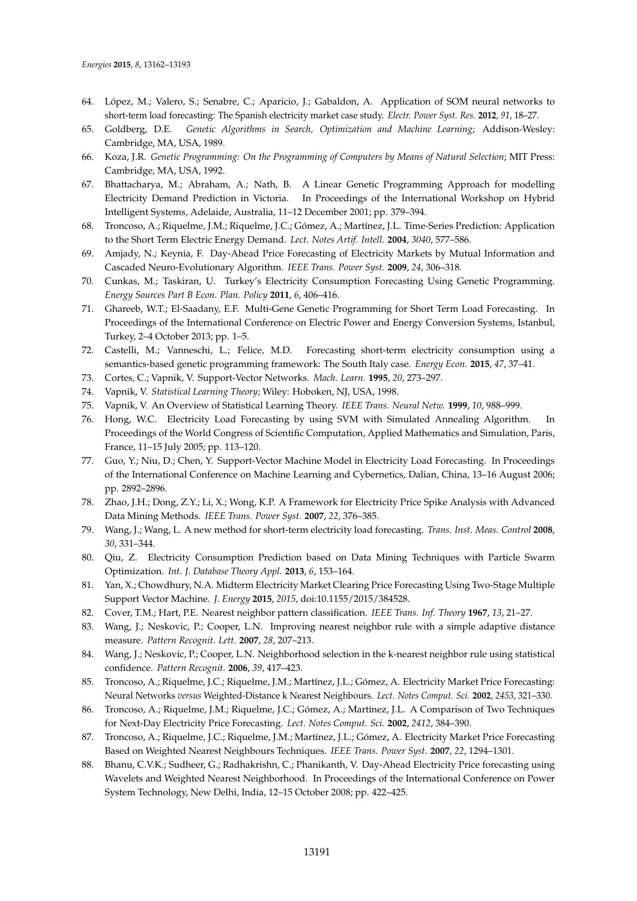64. López, M.; Valero, S.; Senabre, C.; Aparicio, J.; Gabaldon, A. Application of SOM neural networks to short-term load forecasting: The Spanish electricity market case study. *Electr. Power Syst. Res.* **2012**, *91*, 18–27.
65. Goldberg, D.E. *Genetic Algorithms in Search, Optimization and Machine Learning*; Addison-Wesley: Cambridge, MA, USA, 1989.
66. Koza, J.R. *Genetic Programming: On the Programming of Computers by Means of Natural Selection*; MIT Press: Cambridge, MA, USA, 1992.
67. Bhattacharya, M.; Abraham, A.; Nath, B. A Linear Genetic Programming Approach for modelling Electricity Demand Prediction in Victoria. In Proceedings of the International Workshop on Hybrid Intelligent Systems, Adelaide, Australia, 11–12 December 2001; pp. 379–394.
68. Troncoso, A.; Riquelme, J.M.; Riquelme, J.C.; Gómez, A.; Martínez, J.L. Time-Series Prediction: Application to the Short Term Electric Energy Demand. *Lect. Notes Artif. Intell.* **2004**, *3040*, 577–586.
69. Amjady, N.; Keynia, F. Day-Ahead Price Forecasting of Electricity Markets by Mutual Information and Cascaded Neuro-Evolutionary Algorithm. *IEEE Trans. Power Syst.* **2009**, *24*, 306–318.
70. Cunkas, M.; Taskiran, U. Turkey's Electricity Consumption Forecasting Using Genetic Programming. *Energy Sources Part B Econ. Plan. Policy* **2011**, *6*, 406–416.
71. Ghareeb, W.T.; El-Saadany, E.F. Multi-Gene Genetic Programming for Short Term Load Forecasting. In Proceedings of the International Conference on Electric Power and Energy Conversion Systems, Istanbul, Turkey, 2–4 October 2013; pp. 1–5.
72. Castelli, M.; Vanneschi, L.; Felice, M.D. Forecasting short-term electricity consumption using a semantics-based genetic programming framework: The South Italy case. *Energy Econ.* **2015**, *47*, 37–41.
73. Cortes, C.; Vapnik, V. Support-Vector Networks. *Mach. Learn.* **1995**, *20*, 273–297.
74. Vapnik, V. *Statistical Learning Theory*; Wiley: Hoboken, NJ, USA, 1998.
75. Vapnik, V. An Overview of Statistical Learning Theory. *IEEE Trans. Neural Netw.* **1999**, *10*, 988–999.
76. Hong, W.C. Electricity Load Forecasting by using SVM with Simulated Annealing Algorithm. In Proceedings of the World Congress of Scientific Computation, Applied Mathematics and Simulation, Paris, France, 11–15 July 2005; pp. 113–120.
77. Guo, Y.; Niu, D.; Chen, Y. Support-Vector Machine Model in Electricity Load Forecasting. In Proceedings of the International Conference on Machine Learning and Cybernetics, Dalian, China, 13–16 August 2006; pp. 2892–2896.
78. Zhao, J.H.; Dong, Z.Y.; Li, X.; Wong, K.P. A Framework for Electricity Price Spike Analysis with Advanced Data Mining Methods. *IEEE Trans. Power Syst.* **2007**, *22*, 376–385.
79. Wang, J.; Wang, L. A new method for short-term electricity load forecasting. *Trans. Inst. Meas. Control* **2008**, *30*, 331–344.
80. Qiu, Z. Electricity Consumption Prediction based on Data Mining Techniques with Particle Swarm Optimization. *Int. J. Database Theory Appl.* **2013**, *6*, 153–164.
81. Yan, X.; Chowdhury, N.A. Midterm Electricity Market Clearing Price Forecasting Using Two-Stage Multiple Support Vector Machine. *J. Energy* **2015**, *2015*, doi:10.1155/2015/384528.
82. Cover, T.M.; Hart, P.E. Nearest neighbor pattern classification. *IEEE Trans. Inf. Theory* **1967**, *13*, 21–27.
83. Wang, J.; Neskovic, P.; Cooper, L.N. Improving nearest neighbor rule with a simple adaptive distance measure. *Pattern Recognit. Lett.* **2007**, *28*, 207–213.
84. Wang, J.; Neskovic, P.; Cooper, L.N. Neighborhood selection in the k-nearest neighbor rule using statistical confidence. *Pattern Recognit.* **2006**, *39*, 417–423.
85. Troncoso, A.; Riquelme, J.C.; Riquelme, J.M.; Martínez, J.L.; Gómez, A. Electricity Market Price Forecasting: Neural Networks *versus* Weighted-Distance k Nearest Neighbours. *Lect. Notes Comput. Sci.* **2002**, *2453*, 321–330.
86. Troncoso, A.; Riquelme, J.M.; Riquelme, J.C.; Gómez, A.; Martínez, J.L. A Comparison of Two Techniques for Next-Day Electricity Price Forecasting. *Lect. Notes Comput. Sci.* **2002**, *2412*, 384–390.
87. Troncoso, A.; Riquelme, J.C.; Riquelme, J.M.; Martínez, J.L.; Gómez, A. Electricity Market Price Forecasting Based on Weighted Nearest Neighbours Techniques. *IEEE Trans. Power Syst.* **2007**, *22*, 1294–1301.
88. Bhanu, C.V.K.; Sudheer, G.; Radhakrishn, C.; Phanikanth, V. Day-Ahead Electricity Price forecasting using Wavelets and Weighted Nearest Neighborhood. In Proceedings of the International Conference on Power System Technology, New Delhi, India, 12–15 October 2008; pp. 422–425.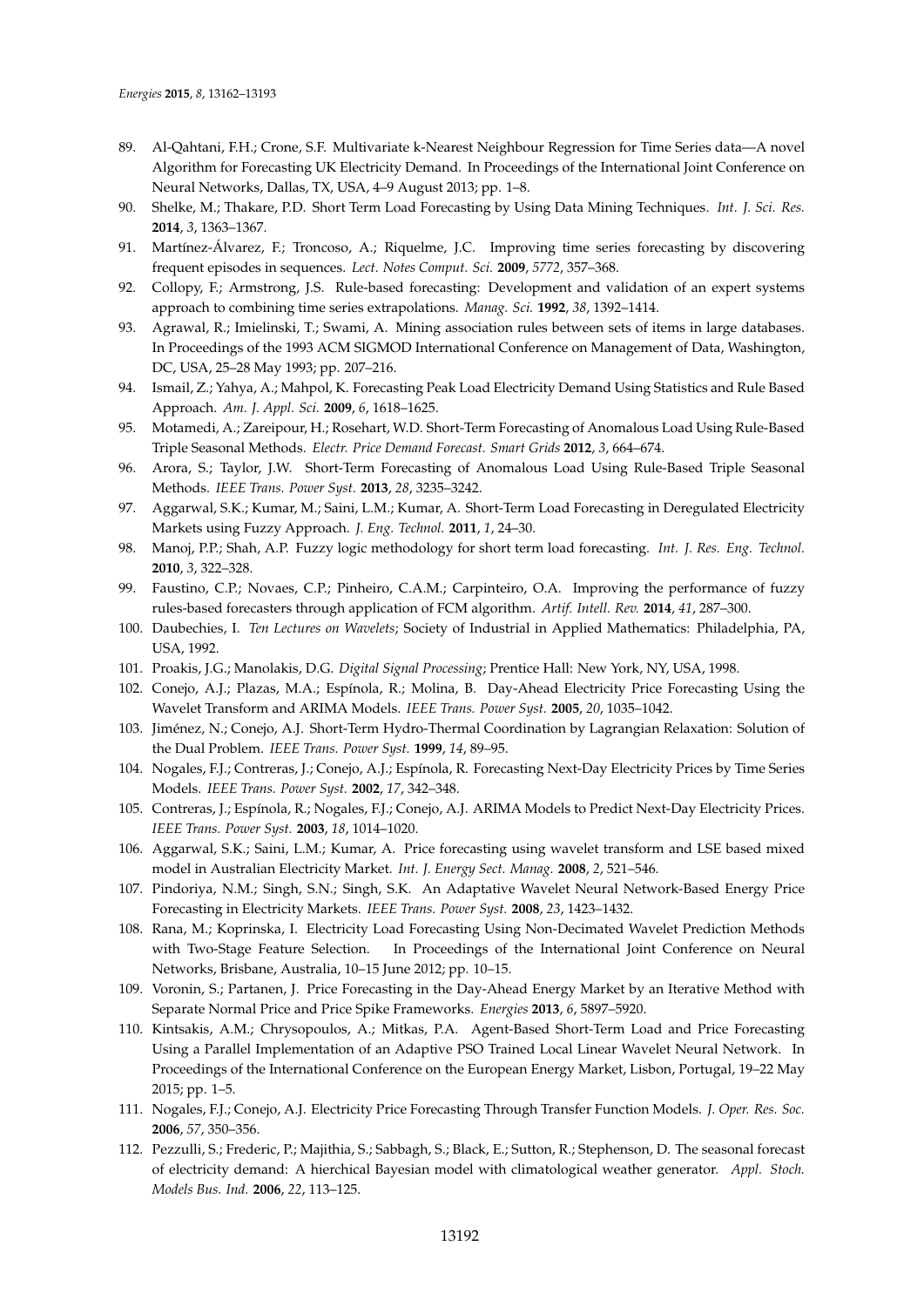89. Al-Qahtani, F.H.; Crone, S.F. Multivariate k-Nearest Neighbour Regression for Time Series data—A novel Algorithm for Forecasting UK Electricity Demand. In Proceedings of the International Joint Conference on Neural Networks, Dallas, TX, USA, 4–9 August 2013; pp. 1–8.
90. Shelke, M.; Thakare, P.D. Short Term Load Forecasting by Using Data Mining Techniques. *Int. J. Sci. Res.* **2014**, *3*, 1363–1367.
91. Martínez-Álvarez, F.; Troncoso, A.; Riquelme, J.C. Improving time series forecasting by discovering frequent episodes in sequences. *Lect. Notes Comput. Sci.* **2009**, *5772*, 357–368.
92. Collopy, F.; Armstrong, J.S. Rule-based forecasting: Development and validation of an expert systems approach to combining time series extrapolations. *Manag. Sci.* **1992**, *38*, 1392–1414.
93. Agrawal, R.; Imielinski, T.; Swami, A. Mining association rules between sets of items in large databases. In Proceedings of the 1993 ACM SIGMOD International Conference on Management of Data, Washington, DC, USA, 25–28 May 1993; pp. 207–216.
94. Ismail, Z.; Yahya, A.; Mahpol, K. Forecasting Peak Load Electricity Demand Using Statistics and Rule Based Approach. *Am. J. Appl. Sci.* **2009**, *6*, 1618–1625.
95. Motamedi, A.; Zareipour, H.; Rosehart, W.D. Short-Term Forecasting of Anomalous Load Using Rule-Based Triple Seasonal Methods. *Electr. Price Demand Forecast. Smart Grids* **2012**, *3*, 664–674.
96. Arora, S.; Taylor, J.W. Short-Term Forecasting of Anomalous Load Using Rule-Based Triple Seasonal Methods. *IEEE Trans. Power Syst.* **2013**, *28*, 3235–3242.
97. Aggarwal, S.K.; Kumar, M.; Saini, L.M.; Kumar, A. Short-Term Load Forecasting in Deregulated Electricity Markets using Fuzzy Approach. *J. Eng. Technol.* **2011**, *1*, 24–30.
98. Manoj, P.P.; Shah, A.P. Fuzzy logic methodology for short term load forecasting. *Int. J. Res. Eng. Technol.* **2010**, *3*, 322–328.
99. Faustino, C.P.; Novaes, C.P.; Pinheiro, C.A.M.; Carpinteiro, O.A. Improving the performance of fuzzy rules-based forecasters through application of FCM algorithm. *Artif. Intell. Rev.* **2014**, *41*, 287–300.
100. Daubechies, I. *Ten Lectures on Wavelets*; Society of Industrial in Applied Mathematics: Philadelphia, PA, USA, 1992.
101. Proakis, J.G.; Manolakis, D.G. *Digital Signal Processing*; Prentice Hall: New York, NY, USA, 1998.
102. Conejo, A.J.; Plazas, M.A.; Espínola, R.; Molina, B. Day-Ahead Electricity Price Forecasting Using the Wavelet Transform and ARIMA Models. *IEEE Trans. Power Syst.* **2005**, *20*, 1035–1042.
103. Jiménez, N.; Conejo, A.J. Short-Term Hydro-Thermal Coordination by Lagrangian Relaxation: Solution of the Dual Problem. *IEEE Trans. Power Syst.* **1999**, *14*, 89–95.
104. Nogales, F.J.; Contreras, J.; Conejo, A.J.; Espínola, R. Forecasting Next-Day Electricity Prices by Time Series Models. *IEEE Trans. Power Syst.* **2002**, *17*, 342–348.
105. Contreras, J.; Espínola, R.; Nogales, F.J.; Conejo, A.J. ARIMA Models to Predict Next-Day Electricity Prices. *IEEE Trans. Power Syst.* **2003**, *18*, 1014–1020.
106. Aggarwal, S.K.; Saini, L.M.; Kumar, A. Price forecasting using wavelet transform and LSE based mixed model in Australian Electricity Market. *Int. J. Energy Sect. Manag.* **2008**, *2*, 521–546.
107. Pindoriya, N.M.; Singh, S.N.; Singh, S.K. An Adaptative Wavelet Neural Network-Based Energy Price Forecasting in Electricity Markets. *IEEE Trans. Power Syst.* **2008**, *23*, 1423–1432.
108. Rana, M.; Koprinska, I. Electricity Load Forecasting Using Non-Decimated Wavelet Prediction Methods with Two-Stage Feature Selection. In Proceedings of the International Joint Conference on Neural Networks, Brisbane, Australia, 10–15 June 2012; pp. 10–15.
109. Voronin, S.; Partanen, J. Price Forecasting in the Day-Ahead Energy Market by an Iterative Method with Separate Normal Price and Price Spike Frameworks. *Energies* **2013**, *6*, 5897–5920.
110. Kintsakis, A.M.; Chrysopoulos, A.; Mitkas, P.A. Agent-Based Short-Term Load and Price Forecasting Using a Parallel Implementation of an Adaptive PSO Trained Local Linear Wavelet Neural Network. In Proceedings of the International Conference on the European Energy Market, Lisbon, Portugal, 19–22 May 2015; pp. 1–5.
111. Nogales, F.J.; Conejo, A.J. Electricity Price Forecasting Through Transfer Function Models. *J. Oper. Res. Soc.* **2006**, *57*, 350–356.
112. Pezzulli, S.; Frederic, P.; Majithia, S.; Sabbagh, S.; Black, E.; Sutton, R.; Stephenson, D. The seasonal forecast of electricity demand: A hierchical Bayesian model with climatological weather generator. *Appl. Stoch. Models Bus. Ind.* **2006**, *22*, 113–125.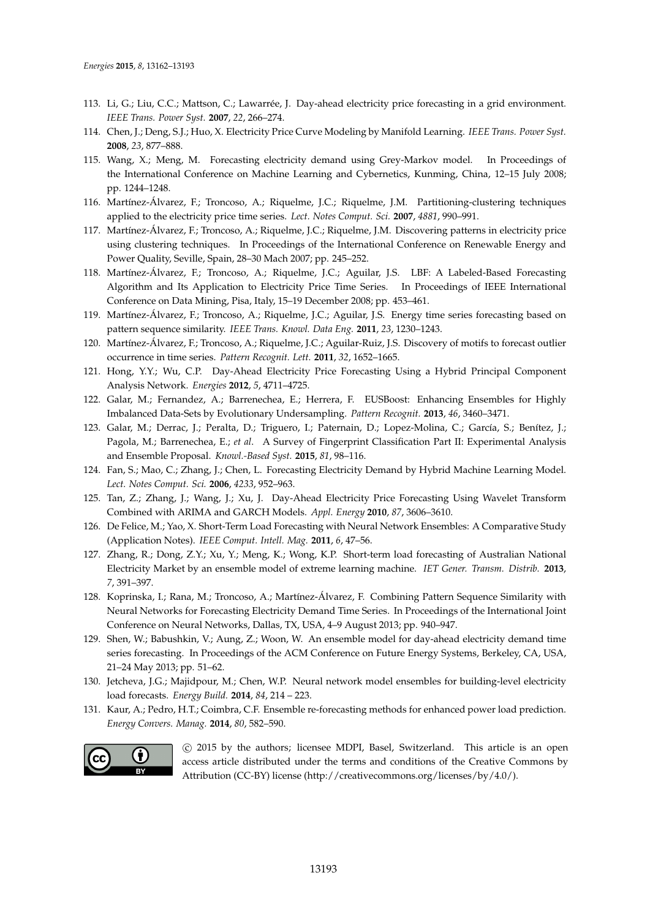113. Li, G.; Liu, C.C.; Mattson, C.; Lawarrée, J. Day-ahead electricity price forecasting in a grid environment. *IEEE Trans. Power Syst.* **2007**, *22*, 266–274.
114. Chen, J.; Deng, S.J.; Huo, X. Electricity Price Curve Modeling by Manifold Learning. *IEEE Trans. Power Syst.* **2008**, *23*, 877–888.
115. Wang, X.; Meng, M. Forecasting electricity demand using Grey-Markov model. In Proceedings of the International Conference on Machine Learning and Cybernetics, Kunming, China, 12–15 July 2008; pp. 1244–1248.
116. Martínez-Álvarez, F.; Troncoso, A.; Riquelme, J.C.; Riquelme, J.M. Partitioning-clustering techniques applied to the electricity price time series. *Lect. Notes Comput. Sci.* **2007**, *4881*, 990–991.
117. Martínez-Álvarez, F.; Troncoso, A.; Riquelme, J.C.; Riquelme, J.M. Discovering patterns in electricity price using clustering techniques. In Proceedings of the International Conference on Renewable Energy and Power Quality, Seville, Spain, 28–30 Mach 2007; pp. 245–252.
118. Martínez-Álvarez, F.; Troncoso, A.; Riquelme, J.C.; Aguilar, J.S. LBF: A Labeled-Based Forecasting Algorithm and Its Application to Electricity Price Time Series. In Proceedings of IEEE International Conference on Data Mining, Pisa, Italy, 15–19 December 2008; pp. 453–461.
119. Martínez-Álvarez, F.; Troncoso, A.; Riquelme, J.C.; Aguilar, J.S. Energy time series forecasting based on pattern sequence similarity. *IEEE Trans. Knowl. Data Eng.* **2011**, *23*, 1230–1243.
120. Martínez-Álvarez, F.; Troncoso, A.; Riquelme, J.C.; Aguilar-Ruiz, J.S. Discovery of motifs to forecast outlier occurrence in time series. *Pattern Recognit. Lett.* **2011**, *32*, 1652–1665.
121. Hong, Y.Y.; Wu, C.P. Day-Ahead Electricity Price Forecasting Using a Hybrid Principal Component Analysis Network. *Energies* **2012**, *5*, 4711–4725.
122. Galar, M.; Fernandez, A.; Barrenechea, E.; Herrera, F. EUSBoost: Enhancing Ensembles for Highly Imbalanced Data-Sets by Evolutionary Undersampling. *Pattern Recognit.* **2013**, *46*, 3460–3471.
123. Galar, M.; Derrac, J.; Peralta, D.; Triguero, I.; Paternain, D.; Lopez-Molina, C.; García, S.; Benítez, J.; Pagola, M.; Barrenechea, E.; *et al*. A Survey of Fingerprint Classification Part II: Experimental Analysis and Ensemble Proposal. *Knowl.-Based Syst.* **2015**, *81*, 98–116.
124. Fan, S.; Mao, C.; Zhang, J.; Chen, L. Forecasting Electricity Demand by Hybrid Machine Learning Model. *Lect. Notes Comput. Sci.* **2006**, *4233*, 952–963.
125. Tan, Z.; Zhang, J.; Wang, J.; Xu, J. Day-Ahead Electricity Price Forecasting Using Wavelet Transform Combined with ARIMA and GARCH Models. *Appl. Energy* **2010**, *87*, 3606–3610.
126. De Felice, M.; Yao, X. Short-Term Load Forecasting with Neural Network Ensembles: A Comparative Study (Application Notes). *IEEE Comput. Intell. Mag.* **2011**, *6*, 47–56.
127. Zhang, R.; Dong, Z.Y.; Xu, Y.; Meng, K.; Wong, K.P. Short-term load forecasting of Australian National Electricity Market by an ensemble model of extreme learning machine. *IET Gener. Transm. Distrib.* **2013**, *7*, 391–397.
128. Koprinska, I.; Rana, M.; Troncoso, A.; Martínez-Álvarez, F. Combining Pattern Sequence Similarity with Neural Networks for Forecasting Electricity Demand Time Series. In Proceedings of the International Joint Conference on Neural Networks, Dallas, TX, USA, 4–9 August 2013; pp. 940–947.
129. Shen, W.; Babushkin, V.; Aung, Z.; Woon, W. An ensemble model for day-ahead electricity demand time series forecasting. In Proceedings of the ACM Conference on Future Energy Systems, Berkeley, CA, USA, 21–24 May 2013; pp. 51–62.
130. Jetcheva, J.G.; Majidpour, M.; Chen, W.P. Neural network model ensembles for building-level electricity load forecasts. *Energy Build.* **2014**, *84*, 214 – 223.
131. Kaur, A.; Pedro, H.T.; Coimbra, C.F. Ensemble re-forecasting methods for enhanced power load prediction. *Energy Convers. Manag.* **2014**, *80*, 582–590.

© 2015 by the authors; licensee MDPI, Basel, Switzerland. This article is an open access article distributed under the terms and conditions of the Creative Commons by Attribution (CC-BY) license (http://creativecommons.org/licenses/by/4.0/).